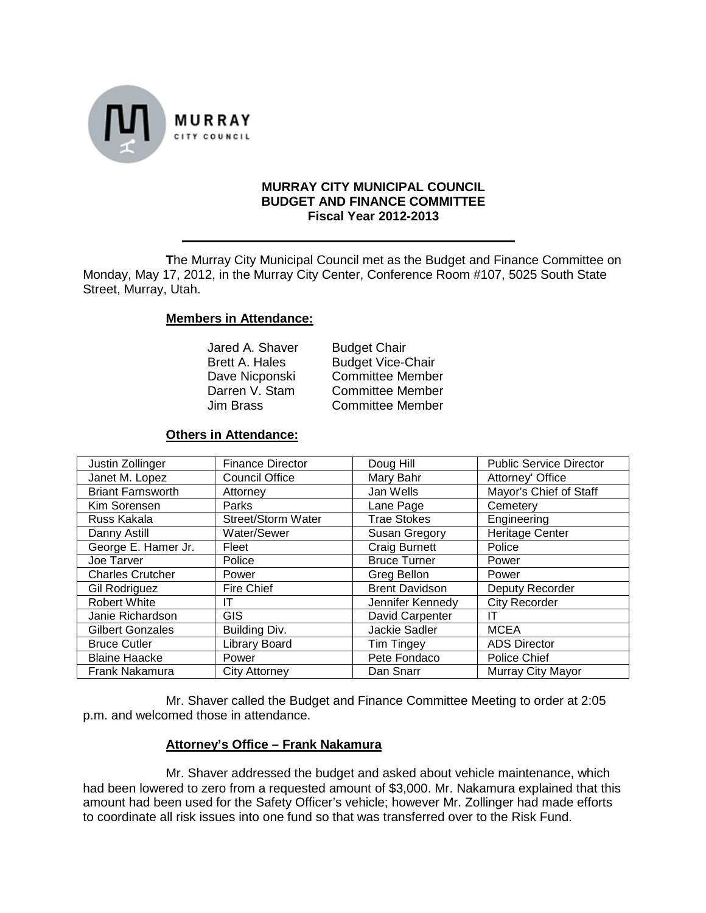MURRAY CITY COUNCIL

**MURRAY CITY MUNICIPAL COUNCIL**
**BUDGET AND FINANCE COMMITTEE**
**Fiscal Year 2012-2013**

**T**he Murray City Municipal Council met as the Budget and Finance Committee on Monday, May 17, 2012, in the Murray City Center, Conference Room #107, 5025 South State Street, Murray, Utah.

**Members in Attendance:**

| | |
|---|---|
| Jared A. Shaver | Budget Chair |
| Brett A. Hales | Budget Vice-Chair |
| Dave Nicponski | Committee Member |
| Darren V. Stam | Committee Member |
| Jim Brass | Committee Member |

**Others in Attendance:**

| | | | |
|---|---|---|---|
| Justin Zollinger | Finance Director | Doug Hill | Public Service Director |
| Janet M. Lopez | Council Office | Mary Bahr | Attorney' Office |
| Briant Farnsworth | Attorney | Jan Wells | Mayor's Chief of Staff |
| Kim Sorensen | Parks | Lane Page | Cemetery |
| Russ Kakala | Street/Storm Water | Trae Stokes | Engineering |
| Danny Astill | Water/Sewer | Susan Gregory | Heritage Center |
| George E. Hamer Jr. | Fleet | Craig Burnett | Police |
| Joe Tarver | Police | Bruce Turner | Power |
| Charles Crutcher | Power | Greg Bellon | Power |
| Gil Rodriguez | Fire Chief | Brent Davidson | Deputy Recorder |
| Robert White | IT | Jennifer Kennedy | City Recorder |
| Janie Richardson | GIS | David Carpenter | IT |
| Gilbert Gonzales | Building Div. | Jackie Sadler | MCEA |
| Bruce Cutler | Library Board | Tim Tingey | ADS Director |
| Blaine Haacke | Power | Pete Fondaco | Police Chief |
| Frank Nakamura | City Attorney | Dan Snarr | Murray City Mayor |

Mr. Shaver called the Budget and Finance Committee Meeting to order at 2:05 p.m. and welcomed those in attendance.

**Attorney's Office – Frank Nakamura**

Mr. Shaver addressed the budget and asked about vehicle maintenance, which had been lowered to zero from a requested amount of $3,000. Mr. Nakamura explained that this amount had been used for the Safety Officer's vehicle; however Mr. Zollinger had made efforts to coordinate all risk issues into one fund so that was transferred over to the Risk Fund.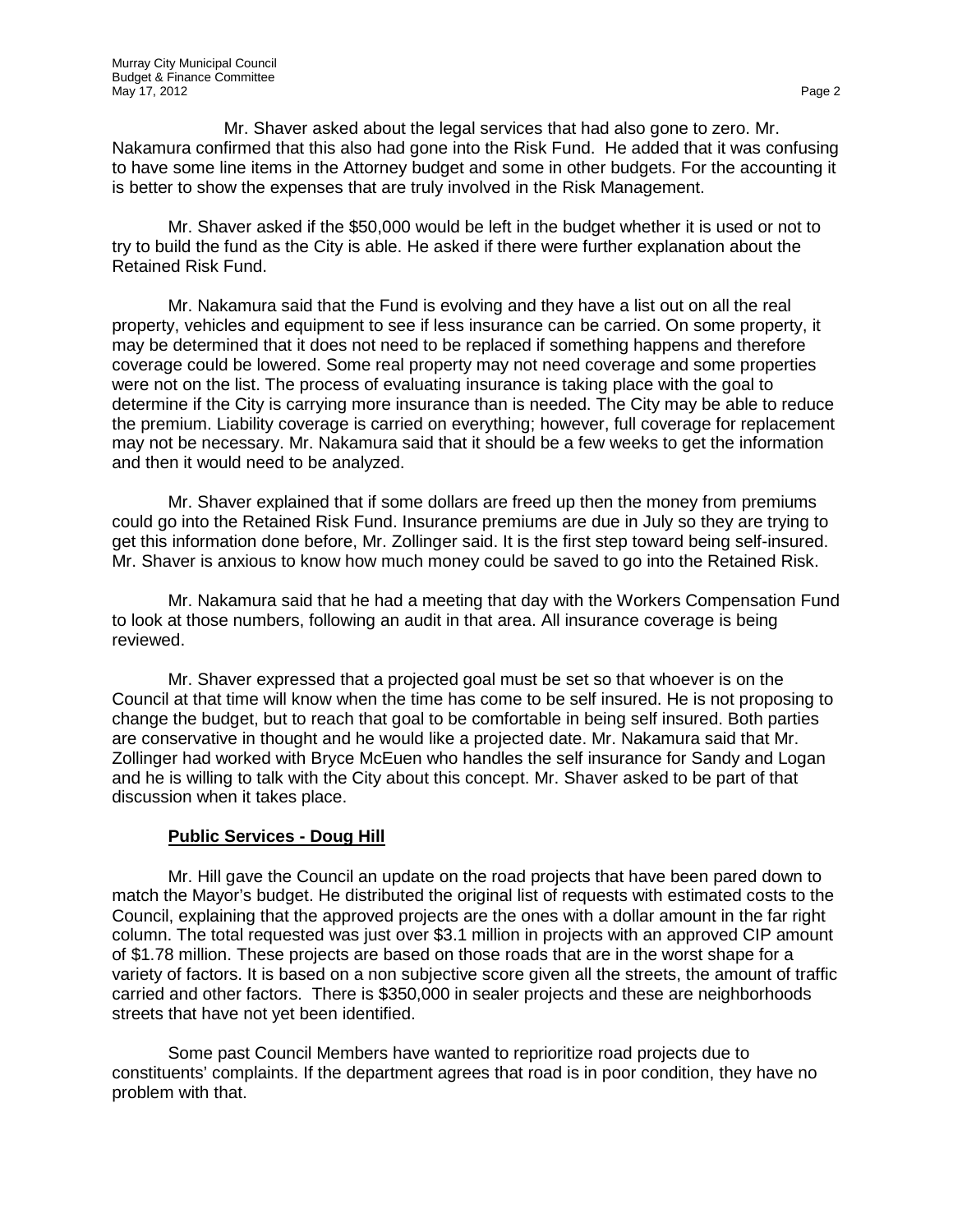Mr. Shaver asked about the legal services that had also gone to zero. Mr. Nakamura confirmed that this also had gone into the Risk Fund. He added that it was confusing to have some line items in the Attorney budget and some in other budgets. For the accounting it is better to show the expenses that are truly involved in the Risk Management.

Mr. Shaver asked if the $50,000 would be left in the budget whether it is used or not to try to build the fund as the City is able. He asked if there were further explanation about the Retained Risk Fund.

Mr. Nakamura said that the Fund is evolving and they have a list out on all the real property, vehicles and equipment to see if less insurance can be carried. On some property, it may be determined that it does not need to be replaced if something happens and therefore coverage could be lowered. Some real property may not need coverage and some properties were not on the list. The process of evaluating insurance is taking place with the goal to determine if the City is carrying more insurance than is needed. The City may be able to reduce the premium. Liability coverage is carried on everything; however, full coverage for replacement may not be necessary. Mr. Nakamura said that it should be a few weeks to get the information and then it would need to be analyzed.

Mr. Shaver explained that if some dollars are freed up then the money from premiums could go into the Retained Risk Fund. Insurance premiums are due in July so they are trying to get this information done before, Mr. Zollinger said. It is the first step toward being self-insured. Mr. Shaver is anxious to know how much money could be saved to go into the Retained Risk.

Mr. Nakamura said that he had a meeting that day with the Workers Compensation Fund to look at those numbers, following an audit in that area. All insurance coverage is being reviewed.

Mr. Shaver expressed that a projected goal must be set so that whoever is on the Council at that time will know when the time has come to be self insured. He is not proposing to change the budget, but to reach that goal to be comfortable in being self insured. Both parties are conservative in thought and he would like a projected date. Mr. Nakamura said that Mr. Zollinger had worked with Bryce McEuen who handles the self insurance for Sandy and Logan and he is willing to talk with the City about this concept. Mr. Shaver asked to be part of that discussion when it takes place.

**Public Services - Doug Hill**

Mr. Hill gave the Council an update on the road projects that have been pared down to match the Mayor's budget. He distributed the original list of requests with estimated costs to the Council, explaining that the approved projects are the ones with a dollar amount in the far right column. The total requested was just over $3.1 million in projects with an approved CIP amount of $1.78 million. These projects are based on those roads that are in the worst shape for a variety of factors. It is based on a non subjective score given all the streets, the amount of traffic carried and other factors. There is $350,000 in sealer projects and these are neighborhoods streets that have not yet been identified.

Some past Council Members have wanted to reprioritize road projects due to constituents' complaints. If the department agrees that road is in poor condition, they have no problem with that.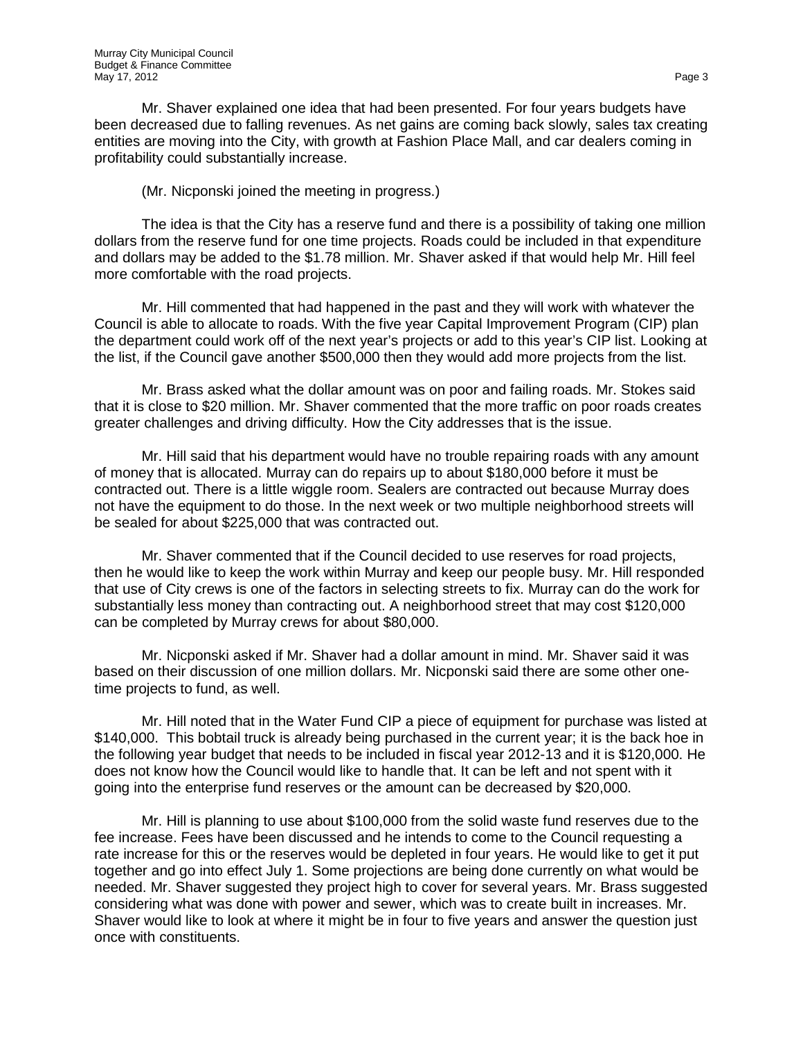Mr. Shaver explained one idea that had been presented. For four years budgets have been decreased due to falling revenues. As net gains are coming back slowly, sales tax creating entities are moving into the City, with growth at Fashion Place Mall, and car dealers coming in profitability could substantially increase.

(Mr. Nicponski joined the meeting in progress.)

The idea is that the City has a reserve fund and there is a possibility of taking one million dollars from the reserve fund for one time projects. Roads could be included in that expenditure and dollars may be added to the $1.78 million. Mr. Shaver asked if that would help Mr. Hill feel more comfortable with the road projects.

Mr. Hill commented that had happened in the past and they will work with whatever the Council is able to allocate to roads. With the five year Capital Improvement Program (CIP) plan the department could work off of the next year's projects or add to this year's CIP list. Looking at the list, if the Council gave another $500,000 then they would add more projects from the list.

Mr. Brass asked what the dollar amount was on poor and failing roads. Mr. Stokes said that it is close to $20 million. Mr. Shaver commented that the more traffic on poor roads creates greater challenges and driving difficulty. How the City addresses that is the issue.

Mr. Hill said that his department would have no trouble repairing roads with any amount of money that is allocated. Murray can do repairs up to about $180,000 before it must be contracted out. There is a little wiggle room. Sealers are contracted out because Murray does not have the equipment to do those. In the next week or two multiple neighborhood streets will be sealed for about $225,000 that was contracted out.

Mr. Shaver commented that if the Council decided to use reserves for road projects, then he would like to keep the work within Murray and keep our people busy. Mr. Hill responded that use of City crews is one of the factors in selecting streets to fix. Murray can do the work for substantially less money than contracting out. A neighborhood street that may cost $120,000 can be completed by Murray crews for about $80,000.

Mr. Nicponski asked if Mr. Shaver had a dollar amount in mind. Mr. Shaver said it was based on their discussion of one million dollars. Mr. Nicponski said there are some other one-time projects to fund, as well.

Mr. Hill noted that in the Water Fund CIP a piece of equipment for purchase was listed at $140,000. This bobtail truck is already being purchased in the current year; it is the back hoe in the following year budget that needs to be included in fiscal year 2012-13 and it is $120,000. He does not know how the Council would like to handle that. It can be left and not spent with it going into the enterprise fund reserves or the amount can be decreased by $20,000.

Mr. Hill is planning to use about $100,000 from the solid waste fund reserves due to the fee increase. Fees have been discussed and he intends to come to the Council requesting a rate increase for this or the reserves would be depleted in four years. He would like to get it put together and go into effect July 1. Some projections are being done currently on what would be needed. Mr. Shaver suggested they project high to cover for several years. Mr. Brass suggested considering what was done with power and sewer, which was to create built in increases. Mr. Shaver would like to look at where it might be in four to five years and answer the question just once with constituents.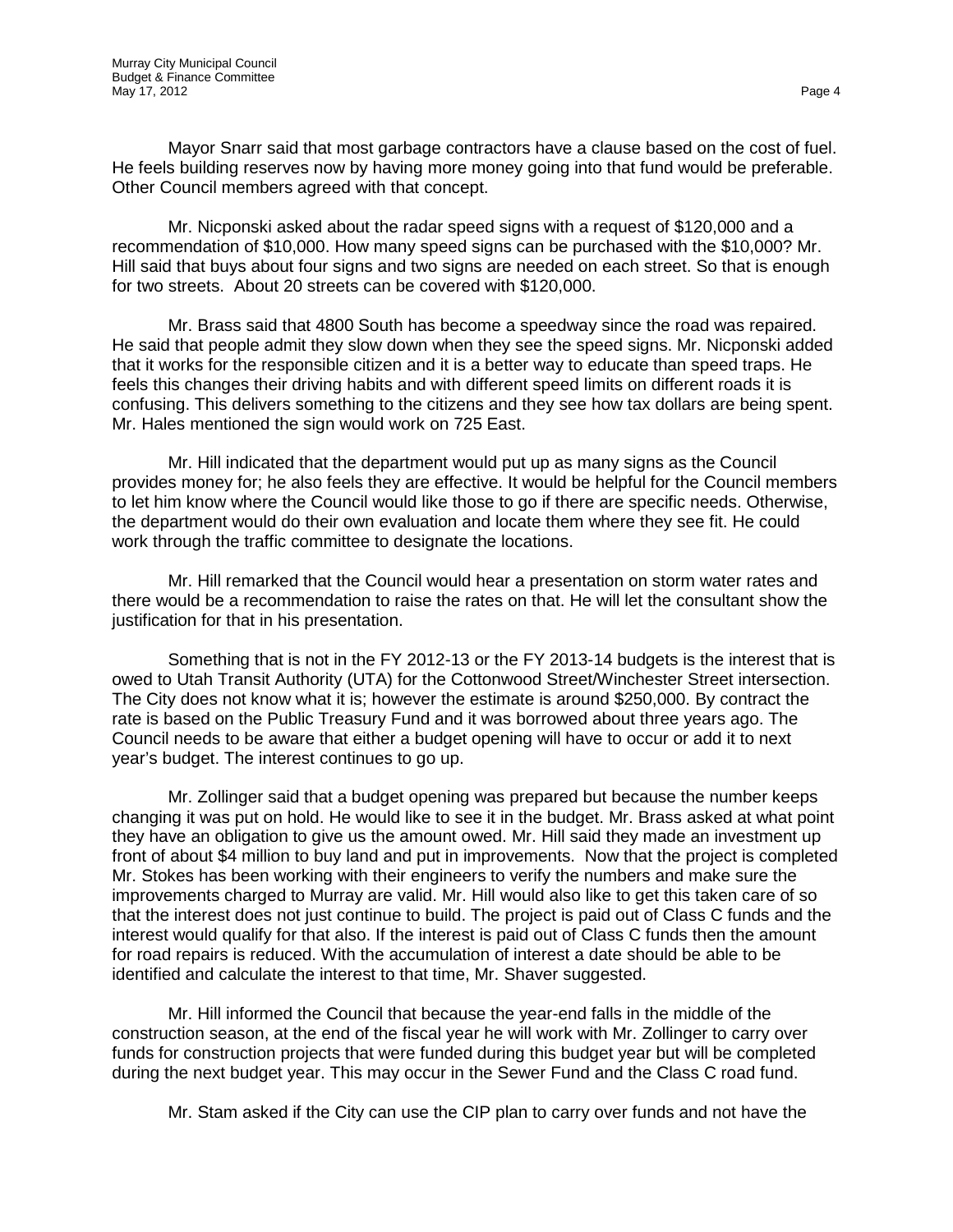Mayor Snarr said that most garbage contractors have a clause based on the cost of fuel. He feels building reserves now by having more money going into that fund would be preferable. Other Council members agreed with that concept.

Mr. Nicponski asked about the radar speed signs with a request of $120,000 and a recommendation of $10,000. How many speed signs can be purchased with the $10,000? Mr. Hill said that buys about four signs and two signs are needed on each street. So that is enough for two streets. About 20 streets can be covered with $120,000.

Mr. Brass said that 4800 South has become a speedway since the road was repaired. He said that people admit they slow down when they see the speed signs. Mr. Nicponski added that it works for the responsible citizen and it is a better way to educate than speed traps. He feels this changes their driving habits and with different speed limits on different roads it is confusing. This delivers something to the citizens and they see how tax dollars are being spent. Mr. Hales mentioned the sign would work on 725 East.

Mr. Hill indicated that the department would put up as many signs as the Council provides money for; he also feels they are effective. It would be helpful for the Council members to let him know where the Council would like those to go if there are specific needs. Otherwise, the department would do their own evaluation and locate them where they see fit. He could work through the traffic committee to designate the locations.

Mr. Hill remarked that the Council would hear a presentation on storm water rates and there would be a recommendation to raise the rates on that. He will let the consultant show the justification for that in his presentation.

Something that is not in the FY 2012-13 or the FY 2013-14 budgets is the interest that is owed to Utah Transit Authority (UTA) for the Cottonwood Street/Winchester Street intersection. The City does not know what it is; however the estimate is around $250,000. By contract the rate is based on the Public Treasury Fund and it was borrowed about three years ago. The Council needs to be aware that either a budget opening will have to occur or add it to next year's budget. The interest continues to go up.

Mr. Zollinger said that a budget opening was prepared but because the number keeps changing it was put on hold. He would like to see it in the budget. Mr. Brass asked at what point they have an obligation to give us the amount owed. Mr. Hill said they made an investment up front of about $4 million to buy land and put in improvements. Now that the project is completed Mr. Stokes has been working with their engineers to verify the numbers and make sure the improvements charged to Murray are valid. Mr. Hill would also like to get this taken care of so that the interest does not just continue to build. The project is paid out of Class C funds and the interest would qualify for that also. If the interest is paid out of Class C funds then the amount for road repairs is reduced. With the accumulation of interest a date should be able to be identified and calculate the interest to that time, Mr. Shaver suggested.

Mr. Hill informed the Council that because the year-end falls in the middle of the construction season, at the end of the fiscal year he will work with Mr. Zollinger to carry over funds for construction projects that were funded during this budget year but will be completed during the next budget year. This may occur in the Sewer Fund and the Class C road fund.

Mr. Stam asked if the City can use the CIP plan to carry over funds and not have the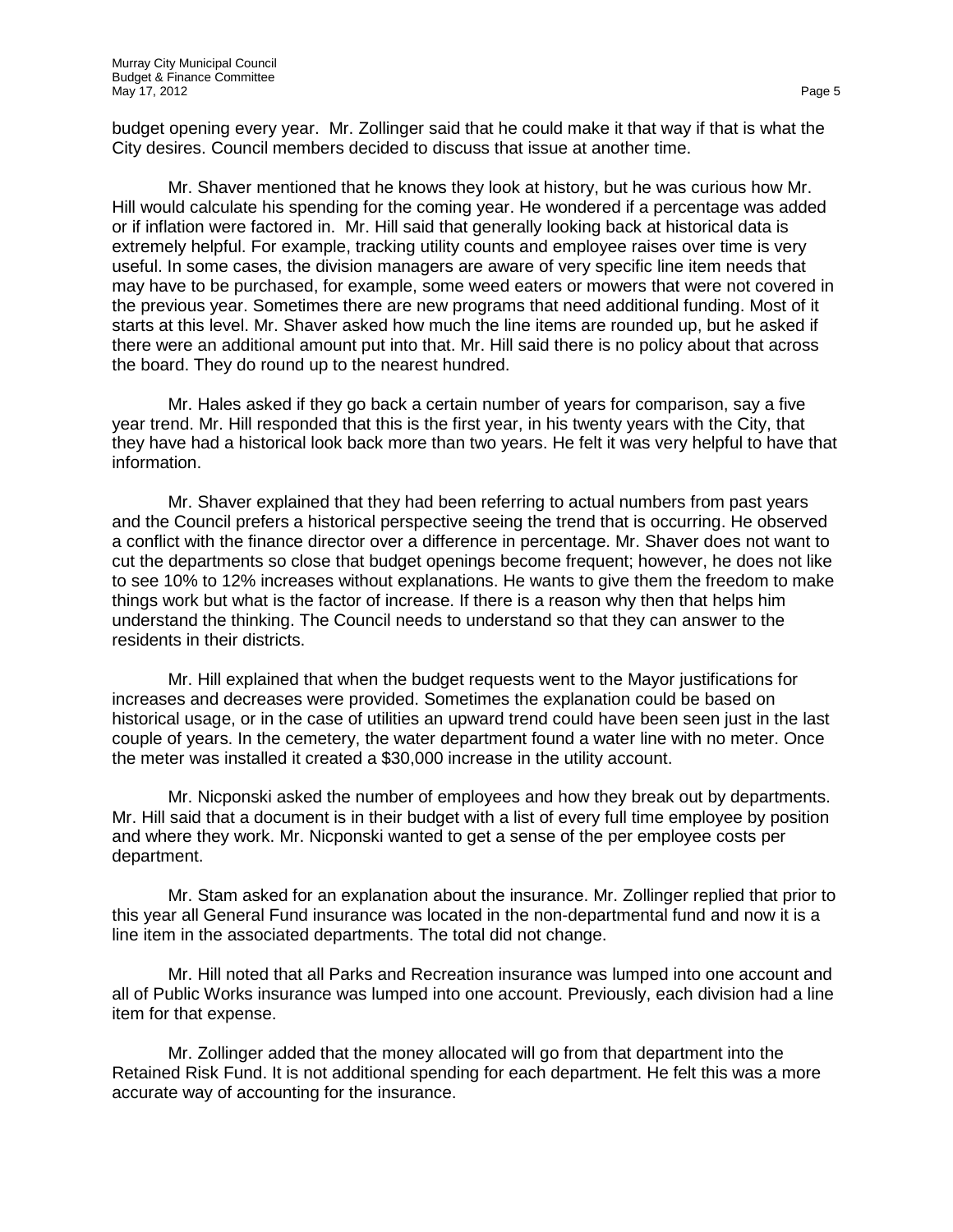budget opening every year. Mr. Zollinger said that he could make it that way if that is what the City desires. Council members decided to discuss that issue at another time.

Mr. Shaver mentioned that he knows they look at history, but he was curious how Mr. Hill would calculate his spending for the coming year. He wondered if a percentage was added or if inflation were factored in. Mr. Hill said that generally looking back at historical data is extremely helpful. For example, tracking utility counts and employee raises over time is very useful. In some cases, the division managers are aware of very specific line item needs that may have to be purchased, for example, some weed eaters or mowers that were not covered in the previous year. Sometimes there are new programs that need additional funding. Most of it starts at this level. Mr. Shaver asked how much the line items are rounded up, but he asked if there were an additional amount put into that. Mr. Hill said there is no policy about that across the board. They do round up to the nearest hundred.

Mr. Hales asked if they go back a certain number of years for comparison, say a five year trend. Mr. Hill responded that this is the first year, in his twenty years with the City, that they have had a historical look back more than two years. He felt it was very helpful to have that information.

Mr. Shaver explained that they had been referring to actual numbers from past years and the Council prefers a historical perspective seeing the trend that is occurring. He observed a conflict with the finance director over a difference in percentage. Mr. Shaver does not want to cut the departments so close that budget openings become frequent; however, he does not like to see 10% to 12% increases without explanations. He wants to give them the freedom to make things work but what is the factor of increase. If there is a reason why then that helps him understand the thinking. The Council needs to understand so that they can answer to the residents in their districts.

Mr. Hill explained that when the budget requests went to the Mayor justifications for increases and decreases were provided. Sometimes the explanation could be based on historical usage, or in the case of utilities an upward trend could have been seen just in the last couple of years. In the cemetery, the water department found a water line with no meter. Once the meter was installed it created a $30,000 increase in the utility account.

Mr. Nicponski asked the number of employees and how they break out by departments. Mr. Hill said that a document is in their budget with a list of every full time employee by position and where they work. Mr. Nicponski wanted to get a sense of the per employee costs per department.

Mr. Stam asked for an explanation about the insurance. Mr. Zollinger replied that prior to this year all General Fund insurance was located in the non-departmental fund and now it is a line item in the associated departments. The total did not change.

Mr. Hill noted that all Parks and Recreation insurance was lumped into one account and all of Public Works insurance was lumped into one account. Previously, each division had a line item for that expense.

Mr. Zollinger added that the money allocated will go from that department into the Retained Risk Fund. It is not additional spending for each department. He felt this was a more accurate way of accounting for the insurance.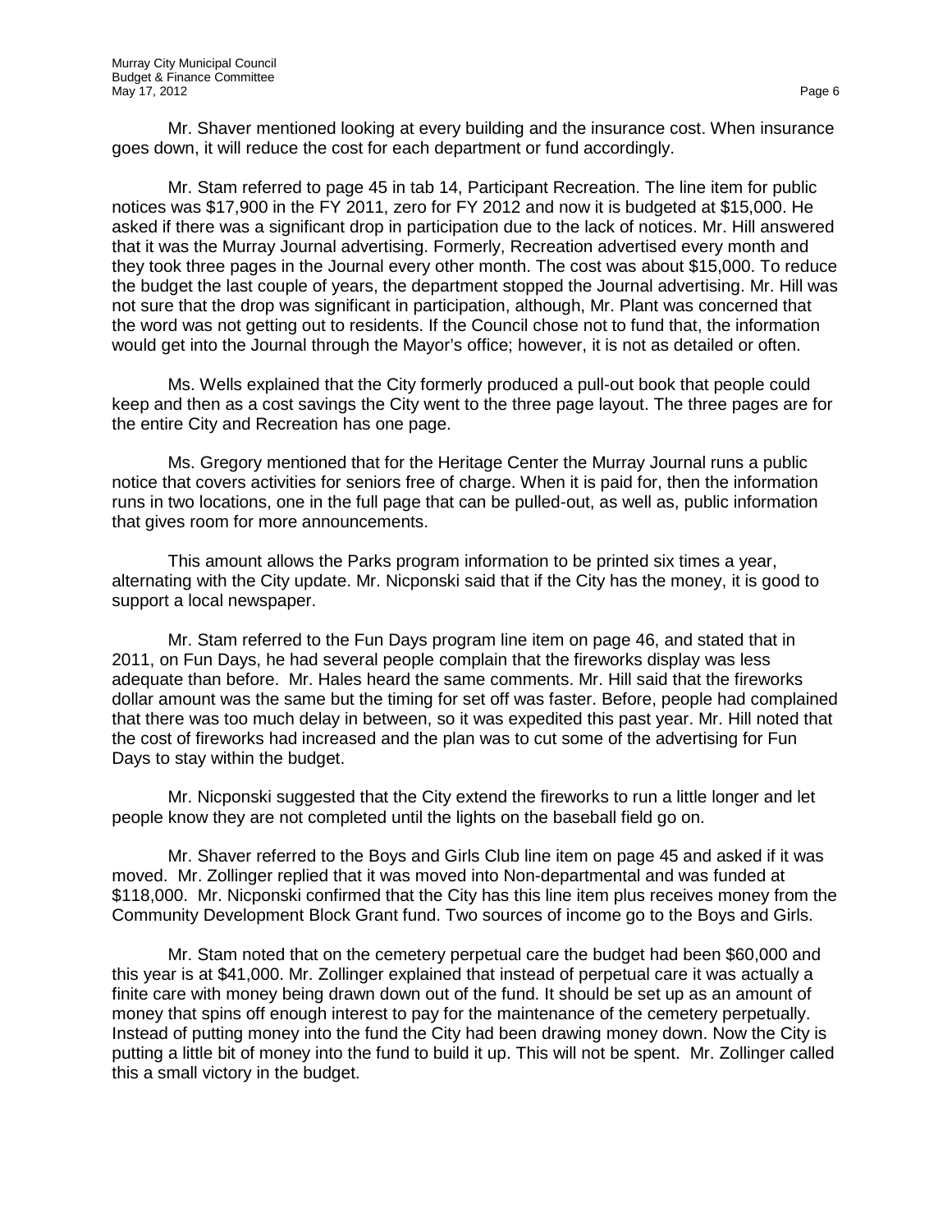Mr. Shaver mentioned looking at every building and the insurance cost. When insurance goes down, it will reduce the cost for each department or fund accordingly.

Mr. Stam referred to page 45 in tab 14, Participant Recreation. The line item for public notices was $17,900 in the FY 2011, zero for FY 2012 and now it is budgeted at $15,000. He asked if there was a significant drop in participation due to the lack of notices. Mr. Hill answered that it was the Murray Journal advertising. Formerly, Recreation advertised every month and they took three pages in the Journal every other month. The cost was about $15,000. To reduce the budget the last couple of years, the department stopped the Journal advertising. Mr. Hill was not sure that the drop was significant in participation, although, Mr. Plant was concerned that the word was not getting out to residents. If the Council chose not to fund that, the information would get into the Journal through the Mayor's office; however, it is not as detailed or often.

Ms. Wells explained that the City formerly produced a pull-out book that people could keep and then as a cost savings the City went to the three page layout. The three pages are for the entire City and Recreation has one page.

Ms. Gregory mentioned that for the Heritage Center the Murray Journal runs a public notice that covers activities for seniors free of charge. When it is paid for, then the information runs in two locations, one in the full page that can be pulled-out, as well as, public information that gives room for more announcements.

This amount allows the Parks program information to be printed six times a year, alternating with the City update. Mr. Nicponski said that if the City has the money, it is good to support a local newspaper.

Mr. Stam referred to the Fun Days program line item on page 46, and stated that in 2011, on Fun Days, he had several people complain that the fireworks display was less adequate than before. Mr. Hales heard the same comments. Mr. Hill said that the fireworks dollar amount was the same but the timing for set off was faster. Before, people had complained that there was too much delay in between, so it was expedited this past year. Mr. Hill noted that the cost of fireworks had increased and the plan was to cut some of the advertising for Fun Days to stay within the budget.

Mr. Nicponski suggested that the City extend the fireworks to run a little longer and let people know they are not completed until the lights on the baseball field go on.

Mr. Shaver referred to the Boys and Girls Club line item on page 45 and asked if it was moved. Mr. Zollinger replied that it was moved into Non-departmental and was funded at $118,000. Mr. Nicponski confirmed that the City has this line item plus receives money from the Community Development Block Grant fund. Two sources of income go to the Boys and Girls.

Mr. Stam noted that on the cemetery perpetual care the budget had been $60,000 and this year is at $41,000. Mr. Zollinger explained that instead of perpetual care it was actually a finite care with money being drawn down out of the fund. It should be set up as an amount of money that spins off enough interest to pay for the maintenance of the cemetery perpetually. Instead of putting money into the fund the City had been drawing money down. Now the City is putting a little bit of money into the fund to build it up. This will not be spent. Mr. Zollinger called this a small victory in the budget.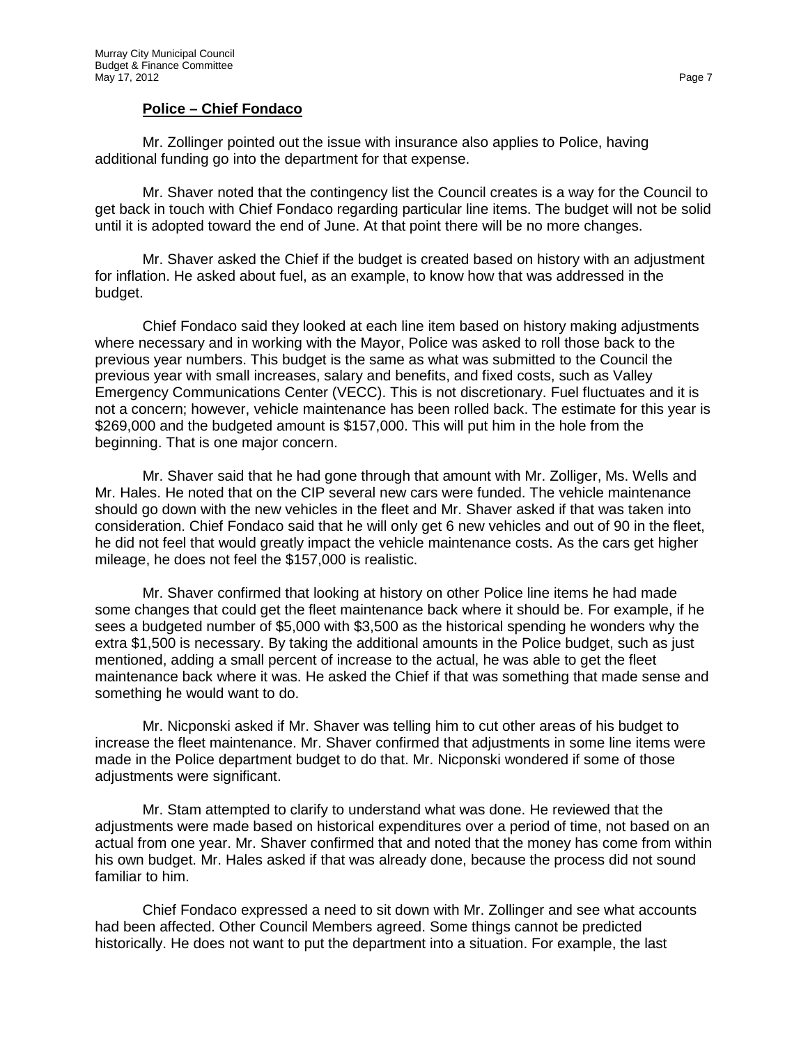**Police – Chief Fondaco**

Mr. Zollinger pointed out the issue with insurance also applies to Police, having additional funding go into the department for that expense.

Mr. Shaver noted that the contingency list the Council creates is a way for the Council to get back in touch with Chief Fondaco regarding particular line items. The budget will not be solid until it is adopted toward the end of June. At that point there will be no more changes.

Mr. Shaver asked the Chief if the budget is created based on history with an adjustment for inflation. He asked about fuel, as an example, to know how that was addressed in the budget.

Chief Fondaco said they looked at each line item based on history making adjustments where necessary and in working with the Mayor, Police was asked to roll those back to the previous year numbers. This budget is the same as what was submitted to the Council the previous year with small increases, salary and benefits, and fixed costs, such as Valley Emergency Communications Center (VECC). This is not discretionary. Fuel fluctuates and it is not a concern; however, vehicle maintenance has been rolled back. The estimate for this year is \$269,000 and the budgeted amount is \$157,000. This will put him in the hole from the beginning. That is one major concern.

Mr. Shaver said that he had gone through that amount with Mr. Zolliger, Ms. Wells and Mr. Hales. He noted that on the CIP several new cars were funded. The vehicle maintenance should go down with the new vehicles in the fleet and Mr. Shaver asked if that was taken into consideration. Chief Fondaco said that he will only get 6 new vehicles and out of 90 in the fleet, he did not feel that would greatly impact the vehicle maintenance costs. As the cars get higher mileage, he does not feel the \$157,000 is realistic.

Mr. Shaver confirmed that looking at history on other Police line items he had made some changes that could get the fleet maintenance back where it should be. For example, if he sees a budgeted number of \$5,000 with \$3,500 as the historical spending he wonders why the extra \$1,500 is necessary. By taking the additional amounts in the Police budget, such as just mentioned, adding a small percent of increase to the actual, he was able to get the fleet maintenance back where it was. He asked the Chief if that was something that made sense and something he would want to do.

Mr. Nicponski asked if Mr. Shaver was telling him to cut other areas of his budget to increase the fleet maintenance. Mr. Shaver confirmed that adjustments in some line items were made in the Police department budget to do that. Mr. Nicponski wondered if some of those adjustments were significant.

Mr. Stam attempted to clarify to understand what was done. He reviewed that the adjustments were made based on historical expenditures over a period of time, not based on an actual from one year. Mr. Shaver confirmed that and noted that the money has come from within his own budget. Mr. Hales asked if that was already done, because the process did not sound familiar to him.

Chief Fondaco expressed a need to sit down with Mr. Zollinger and see what accounts had been affected. Other Council Members agreed. Some things cannot be predicted historically. He does not want to put the department into a situation. For example, the last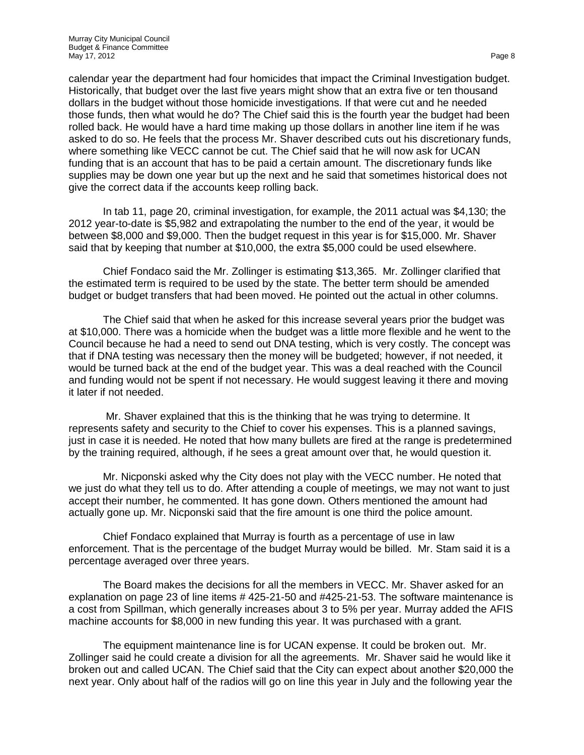calendar year the department had four homicides that impact the Criminal Investigation budget. Historically, that budget over the last five years might show that an extra five or ten thousand dollars in the budget without those homicide investigations. If that were cut and he needed those funds, then what would he do? The Chief said this is the fourth year the budget had been rolled back. He would have a hard time making up those dollars in another line item if he was asked to do so. He feels that the process Mr. Shaver described cuts out his discretionary funds, where something like VECC cannot be cut. The Chief said that he will now ask for UCAN funding that is an account that has to be paid a certain amount. The discretionary funds like supplies may be down one year but up the next and he said that sometimes historical does not give the correct data if the accounts keep rolling back.

In tab 11, page 20, criminal investigation, for example, the 2011 actual was $4,130; the 2012 year-to-date is $5,982 and extrapolating the number to the end of the year, it would be between $8,000 and $9,000. Then the budget request in this year is for $15,000. Mr. Shaver said that by keeping that number at $10,000, the extra $5,000 could be used elsewhere.

Chief Fondaco said the Mr. Zollinger is estimating $13,365. Mr. Zollinger clarified that the estimated term is required to be used by the state. The better term should be amended budget or budget transfers that had been moved. He pointed out the actual in other columns.

The Chief said that when he asked for this increase several years prior the budget was at $10,000. There was a homicide when the budget was a little more flexible and he went to the Council because he had a need to send out DNA testing, which is very costly. The concept was that if DNA testing was necessary then the money will be budgeted; however, if not needed, it would be turned back at the end of the budget year. This was a deal reached with the Council and funding would not be spent if not necessary. He would suggest leaving it there and moving it later if not needed.

Mr. Shaver explained that this is the thinking that he was trying to determine. It represents safety and security to the Chief to cover his expenses. This is a planned savings, just in case it is needed. He noted that how many bullets are fired at the range is predetermined by the training required, although, if he sees a great amount over that, he would question it.

Mr. Nicponski asked why the City does not play with the VECC number. He noted that we just do what they tell us to do. After attending a couple of meetings, we may not want to just accept their number, he commented. It has gone down. Others mentioned the amount had actually gone up. Mr. Nicponski said that the fire amount is one third the police amount.

Chief Fondaco explained that Murray is fourth as a percentage of use in law enforcement. That is the percentage of the budget Murray would be billed. Mr. Stam said it is a percentage averaged over three years.

The Board makes the decisions for all the members in VECC. Mr. Shaver asked for an explanation on page 23 of line items # 425-21-50 and #425-21-53. The software maintenance is a cost from Spillman, which generally increases about 3 to 5% per year. Murray added the AFIS machine accounts for $8,000 in new funding this year. It was purchased with a grant.

The equipment maintenance line is for UCAN expense. It could be broken out. Mr. Zollinger said he could create a division for all the agreements. Mr. Shaver said he would like it broken out and called UCAN. The Chief said that the City can expect about another $20,000 the next year. Only about half of the radios will go on line this year in July and the following year the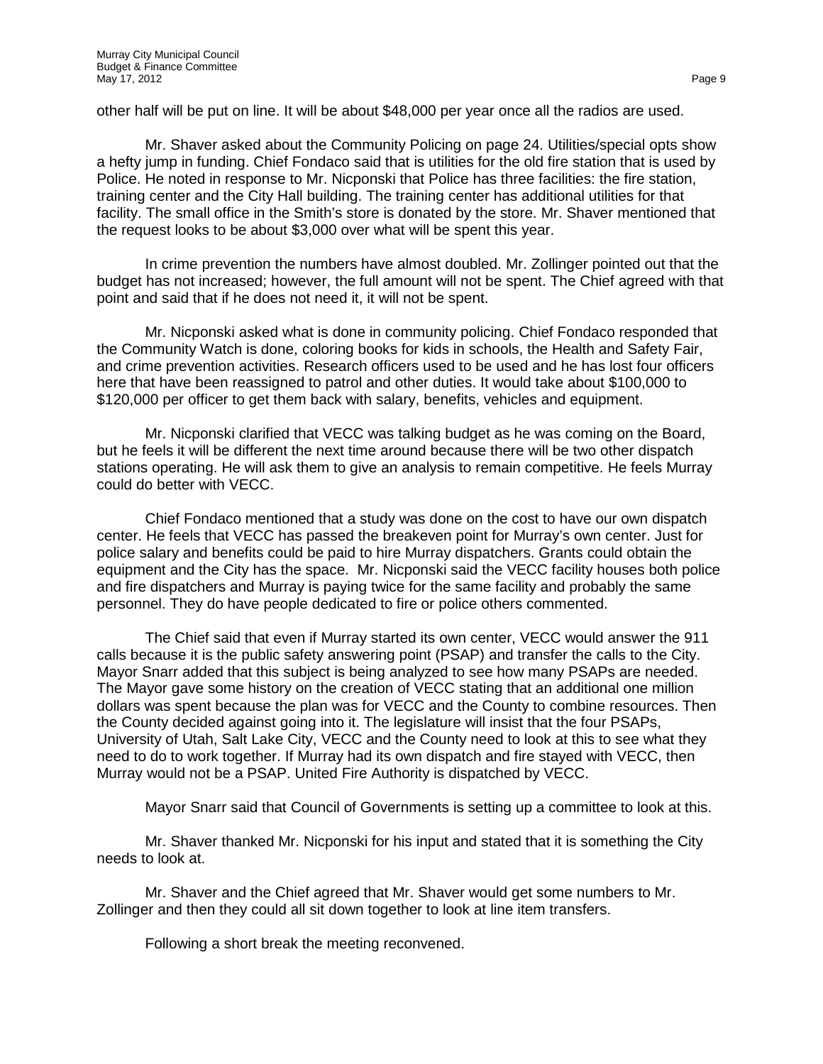other half will be put on line. It will be about $48,000 per year once all the radios are used.

Mr. Shaver asked about the Community Policing on page 24. Utilities/special opts show a hefty jump in funding. Chief Fondaco said that is utilities for the old fire station that is used by Police. He noted in response to Mr. Nicponski that Police has three facilities: the fire station, training center and the City Hall building. The training center has additional utilities for that facility. The small office in the Smith's store is donated by the store. Mr. Shaver mentioned that the request looks to be about $3,000 over what will be spent this year.

In crime prevention the numbers have almost doubled. Mr. Zollinger pointed out that the budget has not increased; however, the full amount will not be spent. The Chief agreed with that point and said that if he does not need it, it will not be spent.

Mr. Nicponski asked what is done in community policing. Chief Fondaco responded that the Community Watch is done, coloring books for kids in schools, the Health and Safety Fair, and crime prevention activities. Research officers used to be used and he has lost four officers here that have been reassigned to patrol and other duties. It would take about $100,000 to $120,000 per officer to get them back with salary, benefits, vehicles and equipment.

Mr. Nicponski clarified that VECC was talking budget as he was coming on the Board, but he feels it will be different the next time around because there will be two other dispatch stations operating. He will ask them to give an analysis to remain competitive. He feels Murray could do better with VECC.

Chief Fondaco mentioned that a study was done on the cost to have our own dispatch center. He feels that VECC has passed the breakeven point for Murray's own center. Just for police salary and benefits could be paid to hire Murray dispatchers. Grants could obtain the equipment and the City has the space. Mr. Nicponski said the VECC facility houses both police and fire dispatchers and Murray is paying twice for the same facility and probably the same personnel. They do have people dedicated to fire or police others commented.

The Chief said that even if Murray started its own center, VECC would answer the 911 calls because it is the public safety answering point (PSAP) and transfer the calls to the City. Mayor Snarr added that this subject is being analyzed to see how many PSAPs are needed. The Mayor gave some history on the creation of VECC stating that an additional one million dollars was spent because the plan was for VECC and the County to combine resources. Then the County decided against going into it. The legislature will insist that the four PSAPs, University of Utah, Salt Lake City, VECC and the County need to look at this to see what they need to do to work together. If Murray had its own dispatch and fire stayed with VECC, then Murray would not be a PSAP. United Fire Authority is dispatched by VECC.

Mayor Snarr said that Council of Governments is setting up a committee to look at this.

Mr. Shaver thanked Mr. Nicponski for his input and stated that it is something the City needs to look at.

Mr. Shaver and the Chief agreed that Mr. Shaver would get some numbers to Mr. Zollinger and then they could all sit down together to look at line item transfers.

Following a short break the meeting reconvened.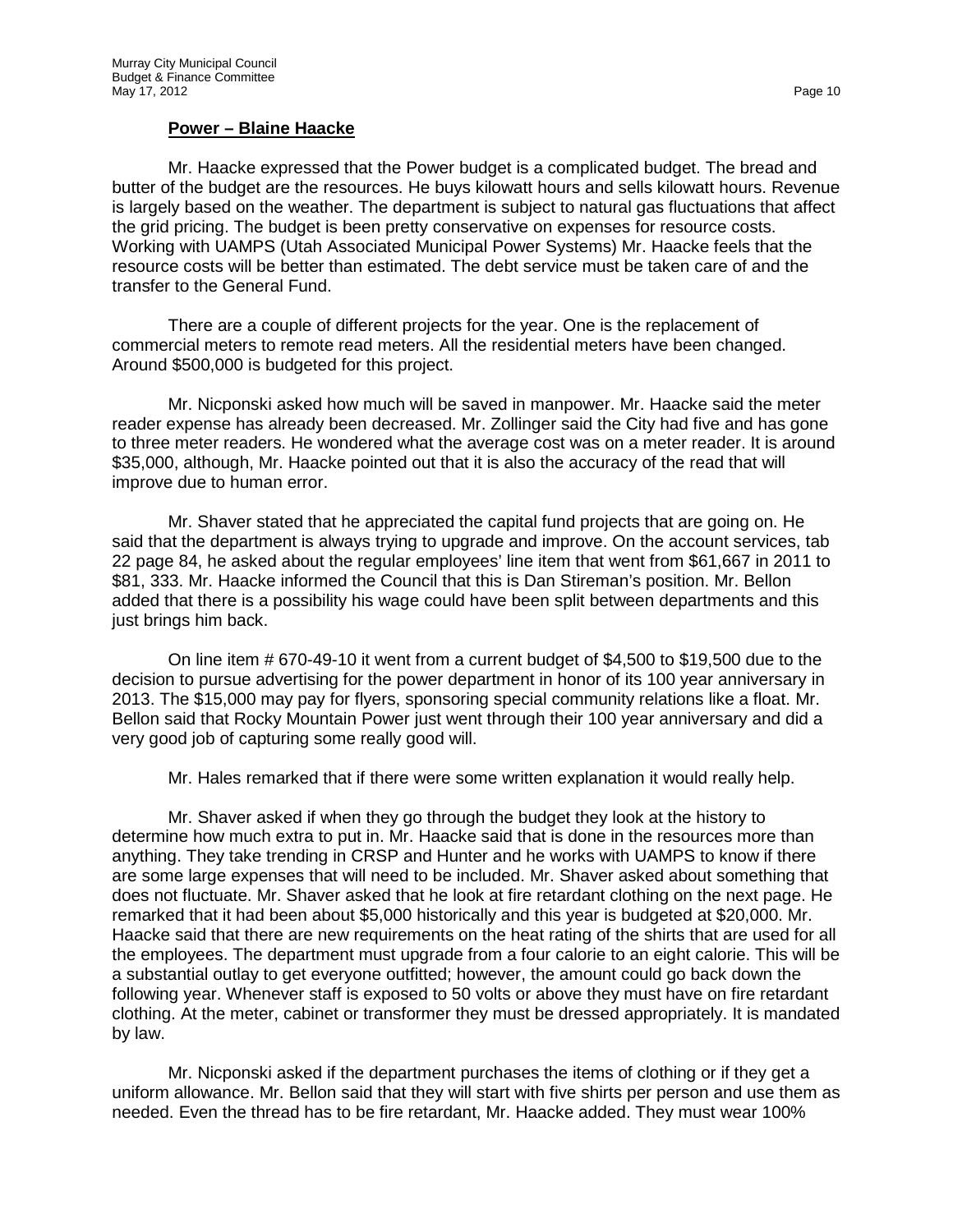**Power – Blaine Haacke**

Mr. Haacke expressed that the Power budget is a complicated budget. The bread and butter of the budget are the resources. He buys kilowatt hours and sells kilowatt hours. Revenue is largely based on the weather. The department is subject to natural gas fluctuations that affect the grid pricing. The budget is been pretty conservative on expenses for resource costs. Working with UAMPS (Utah Associated Municipal Power Systems) Mr. Haacke feels that the resource costs will be better than estimated. The debt service must be taken care of and the transfer to the General Fund.

There are a couple of different projects for the year. One is the replacement of commercial meters to remote read meters. All the residential meters have been changed. Around $500,000 is budgeted for this project.

Mr. Nicponski asked how much will be saved in manpower. Mr. Haacke said the meter reader expense has already been decreased. Mr. Zollinger said the City had five and has gone to three meter readers. He wondered what the average cost was on a meter reader. It is around $35,000, although, Mr. Haacke pointed out that it is also the accuracy of the read that will improve due to human error.

Mr. Shaver stated that he appreciated the capital fund projects that are going on. He said that the department is always trying to upgrade and improve. On the account services, tab 22 page 84, he asked about the regular employees' line item that went from $61,667 in 2011 to $81, 333. Mr. Haacke informed the Council that this is Dan Stireman's position. Mr. Bellon added that there is a possibility his wage could have been split between departments and this just brings him back.

On line item # 670-49-10 it went from a current budget of $4,500 to $19,500 due to the decision to pursue advertising for the power department in honor of its 100 year anniversary in 2013. The $15,000 may pay for flyers, sponsoring special community relations like a float. Mr. Bellon said that Rocky Mountain Power just went through their 100 year anniversary and did a very good job of capturing some really good will.

Mr. Hales remarked that if there were some written explanation it would really help.

Mr. Shaver asked if when they go through the budget they look at the history to determine how much extra to put in. Mr. Haacke said that is done in the resources more than anything. They take trending in CRSP and Hunter and he works with UAMPS to know if there are some large expenses that will need to be included. Mr. Shaver asked about something that does not fluctuate. Mr. Shaver asked that he look at fire retardant clothing on the next page. He remarked that it had been about $5,000 historically and this year is budgeted at $20,000. Mr. Haacke said that there are new requirements on the heat rating of the shirts that are used for all the employees. The department must upgrade from a four calorie to an eight calorie. This will be a substantial outlay to get everyone outfitted; however, the amount could go back down the following year. Whenever staff is exposed to 50 volts or above they must have on fire retardant clothing. At the meter, cabinet or transformer they must be dressed appropriately. It is mandated by law.

Mr. Nicponski asked if the department purchases the items of clothing or if they get a uniform allowance. Mr. Bellon said that they will start with five shirts per person and use them as needed. Even the thread has to be fire retardant, Mr. Haacke added. They must wear 100%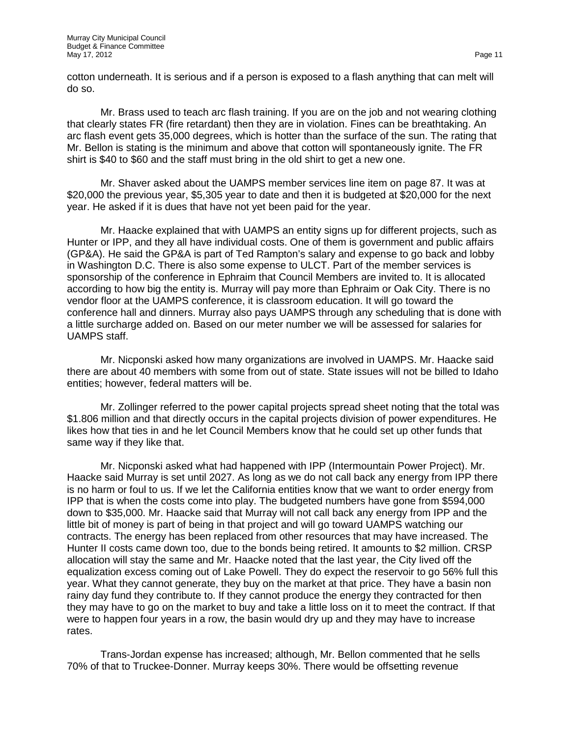cotton underneath. It is serious and if a person is exposed to a flash anything that can melt will do so.

Mr. Brass used to teach arc flash training. If you are on the job and not wearing clothing that clearly states FR (fire retardant) then they are in violation. Fines can be breathtaking. An arc flash event gets 35,000 degrees, which is hotter than the surface of the sun. The rating that Mr. Bellon is stating is the minimum and above that cotton will spontaneously ignite. The FR shirt is $40 to $60 and the staff must bring in the old shirt to get a new one.

Mr. Shaver asked about the UAMPS member services line item on page 87. It was at $20,000 the previous year, $5,305 year to date and then it is budgeted at $20,000 for the next year. He asked if it is dues that have not yet been paid for the year.

Mr. Haacke explained that with UAMPS an entity signs up for different projects, such as Hunter or IPP, and they all have individual costs. One of them is government and public affairs (GP&A). He said the GP&A is part of Ted Rampton's salary and expense to go back and lobby in Washington D.C. There is also some expense to ULCT. Part of the member services is sponsorship of the conference in Ephraim that Council Members are invited to. It is allocated according to how big the entity is. Murray will pay more than Ephraim or Oak City. There is no vendor floor at the UAMPS conference, it is classroom education. It will go toward the conference hall and dinners. Murray also pays UAMPS through any scheduling that is done with a little surcharge added on. Based on our meter number we will be assessed for salaries for UAMPS staff.

Mr. Nicponski asked how many organizations are involved in UAMPS. Mr. Haacke said there are about 40 members with some from out of state. State issues will not be billed to Idaho entities; however, federal matters will be.

Mr. Zollinger referred to the power capital projects spread sheet noting that the total was $1.806 million and that directly occurs in the capital projects division of power expenditures. He likes how that ties in and he let Council Members know that he could set up other funds that same way if they like that.

Mr. Nicponski asked what had happened with IPP (Intermountain Power Project). Mr. Haacke said Murray is set until 2027. As long as we do not call back any energy from IPP there is no harm or foul to us. If we let the California entities know that we want to order energy from IPP that is when the costs come into play. The budgeted numbers have gone from $594,000 down to $35,000. Mr. Haacke said that Murray will not call back any energy from IPP and the little bit of money is part of being in that project and will go toward UAMPS watching our contracts. The energy has been replaced from other resources that may have increased. The Hunter II costs came down too, due to the bonds being retired. It amounts to $2 million. CRSP allocation will stay the same and Mr. Haacke noted that the last year, the City lived off the equalization excess coming out of Lake Powell. They do expect the reservoir to go 56% full this year. What they cannot generate, they buy on the market at that price. They have a basin non rainy day fund they contribute to. If they cannot produce the energy they contracted for then they may have to go on the market to buy and take a little loss on it to meet the contract. If that were to happen four years in a row, the basin would dry up and they may have to increase rates.

Trans-Jordan expense has increased; although, Mr. Bellon commented that he sells 70% of that to Truckee-Donner. Murray keeps 30%. There would be offsetting revenue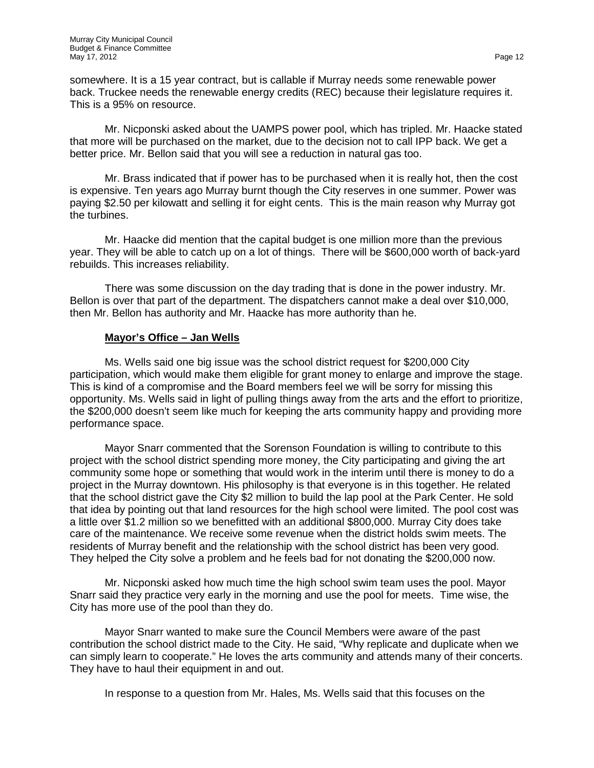somewhere. It is a 15 year contract, but is callable if Murray needs some renewable power back. Truckee needs the renewable energy credits (REC) because their legislature requires it. This is a 95% on resource.

Mr. Nicponski asked about the UAMPS power pool, which has tripled. Mr. Haacke stated that more will be purchased on the market, due to the decision not to call IPP back. We get a better price. Mr. Bellon said that you will see a reduction in natural gas too.

Mr. Brass indicated that if power has to be purchased when it is really hot, then the cost is expensive. Ten years ago Murray burnt though the City reserves in one summer. Power was paying $2.50 per kilowatt and selling it for eight cents. This is the main reason why Murray got the turbines.

Mr. Haacke did mention that the capital budget is one million more than the previous year. They will be able to catch up on a lot of things. There will be $600,000 worth of back-yard rebuilds. This increases reliability.

There was some discussion on the day trading that is done in the power industry. Mr. Bellon is over that part of the department. The dispatchers cannot make a deal over $10,000, then Mr. Bellon has authority and Mr. Haacke has more authority than he.

**Mayor's Office – Jan Wells**

Ms. Wells said one big issue was the school district request for $200,000 City participation, which would make them eligible for grant money to enlarge and improve the stage. This is kind of a compromise and the Board members feel we will be sorry for missing this opportunity. Ms. Wells said in light of pulling things away from the arts and the effort to prioritize, the $200,000 doesn't seem like much for keeping the arts community happy and providing more performance space.

Mayor Snarr commented that the Sorenson Foundation is willing to contribute to this project with the school district spending more money, the City participating and giving the art community some hope or something that would work in the interim until there is money to do a project in the Murray downtown. His philosophy is that everyone is in this together. He related that the school district gave the City $2 million to build the lap pool at the Park Center. He sold that idea by pointing out that land resources for the high school were limited. The pool cost was a little over $1.2 million so we benefitted with an additional $800,000. Murray City does take care of the maintenance. We receive some revenue when the district holds swim meets. The residents of Murray benefit and the relationship with the school district has been very good. They helped the City solve a problem and he feels bad for not donating the $200,000 now.

Mr. Nicponski asked how much time the high school swim team uses the pool. Mayor Snarr said they practice very early in the morning and use the pool for meets. Time wise, the City has more use of the pool than they do.

Mayor Snarr wanted to make sure the Council Members were aware of the past contribution the school district made to the City. He said, "Why replicate and duplicate when we can simply learn to cooperate." He loves the arts community and attends many of their concerts. They have to haul their equipment in and out.

In response to a question from Mr. Hales, Ms. Wells said that this focuses on the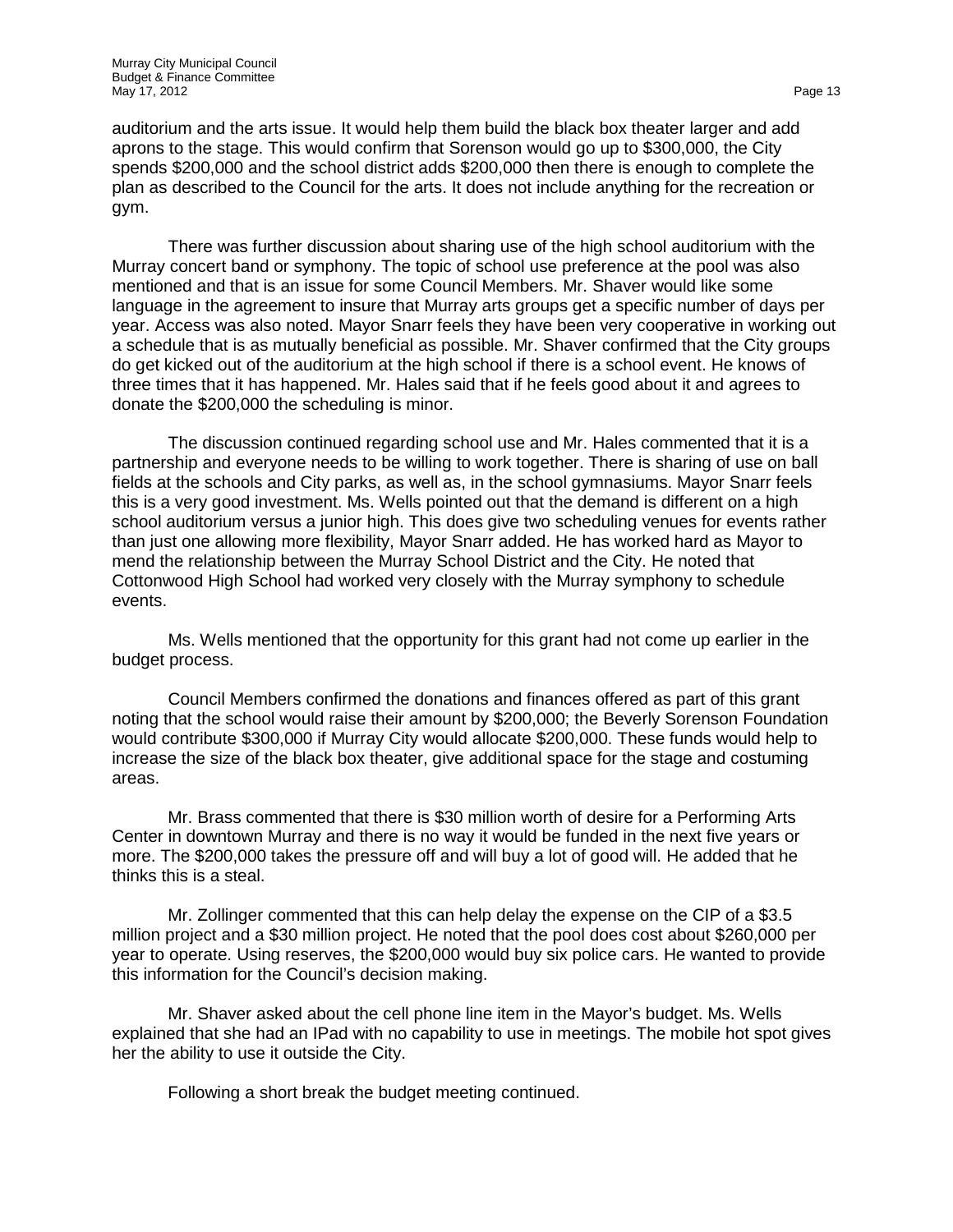auditorium and the arts issue. It would help them build the black box theater larger and add aprons to the stage. This would confirm that Sorenson would go up to $300,000, the City spends $200,000 and the school district adds $200,000 then there is enough to complete the plan as described to the Council for the arts. It does not include anything for the recreation or gym.

There was further discussion about sharing use of the high school auditorium with the Murray concert band or symphony. The topic of school use preference at the pool was also mentioned and that is an issue for some Council Members. Mr. Shaver would like some language in the agreement to insure that Murray arts groups get a specific number of days per year. Access was also noted. Mayor Snarr feels they have been very cooperative in working out a schedule that is as mutually beneficial as possible. Mr. Shaver confirmed that the City groups do get kicked out of the auditorium at the high school if there is a school event. He knows of three times that it has happened. Mr. Hales said that if he feels good about it and agrees to donate the $200,000 the scheduling is minor.

The discussion continued regarding school use and Mr. Hales commented that it is a partnership and everyone needs to be willing to work together. There is sharing of use on ball fields at the schools and City parks, as well as, in the school gymnasiums. Mayor Snarr feels this is a very good investment. Ms. Wells pointed out that the demand is different on a high school auditorium versus a junior high. This does give two scheduling venues for events rather than just one allowing more flexibility, Mayor Snarr added. He has worked hard as Mayor to mend the relationship between the Murray School District and the City. He noted that Cottonwood High School had worked very closely with the Murray symphony to schedule events.

Ms. Wells mentioned that the opportunity for this grant had not come up earlier in the budget process.

Council Members confirmed the donations and finances offered as part of this grant noting that the school would raise their amount by $200,000; the Beverly Sorenson Foundation would contribute $300,000 if Murray City would allocate $200,000. These funds would help to increase the size of the black box theater, give additional space for the stage and costuming areas.

Mr. Brass commented that there is $30 million worth of desire for a Performing Arts Center in downtown Murray and there is no way it would be funded in the next five years or more. The $200,000 takes the pressure off and will buy a lot of good will. He added that he thinks this is a steal.

Mr. Zollinger commented that this can help delay the expense on the CIP of a $3.5 million project and a $30 million project. He noted that the pool does cost about $260,000 per year to operate. Using reserves, the $200,000 would buy six police cars. He wanted to provide this information for the Council's decision making.

Mr. Shaver asked about the cell phone line item in the Mayor's budget. Ms. Wells explained that she had an IPad with no capability to use in meetings. The mobile hot spot gives her the ability to use it outside the City.

Following a short break the budget meeting continued.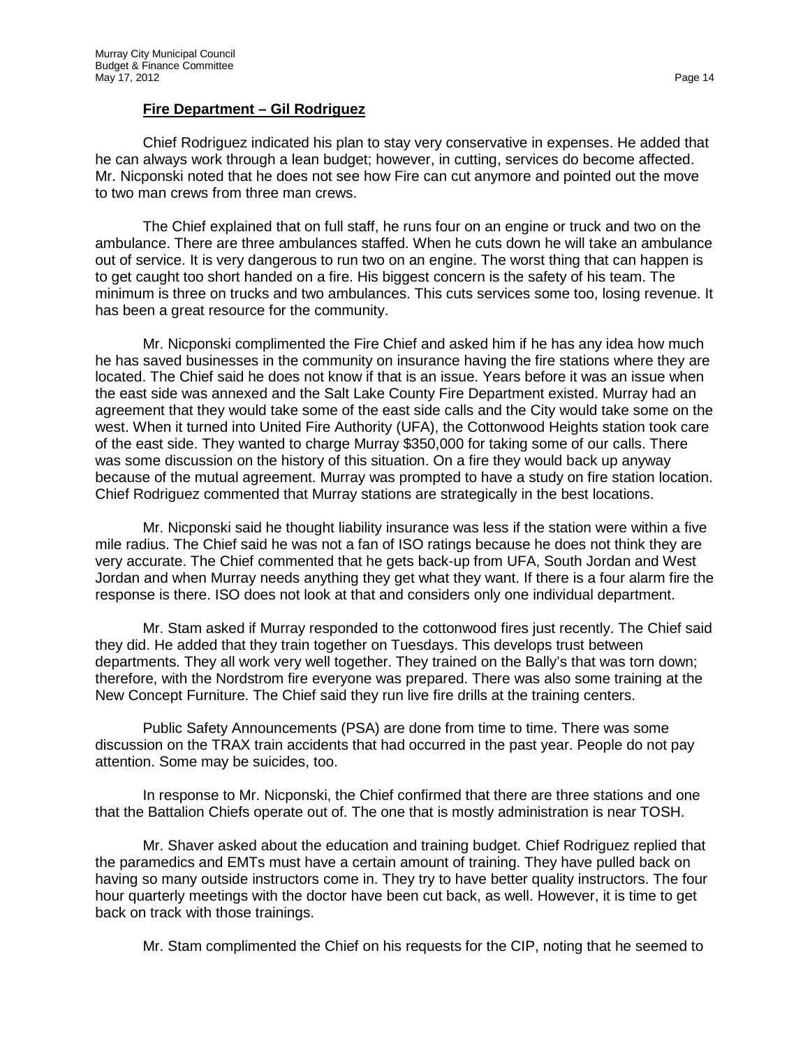**Fire Department – Gil Rodriguez**

Chief Rodriguez indicated his plan to stay very conservative in expenses. He added that he can always work through a lean budget; however, in cutting, services do become affected. Mr. Nicponski noted that he does not see how Fire can cut anymore and pointed out the move to two man crews from three man crews.

The Chief explained that on full staff, he runs four on an engine or truck and two on the ambulance. There are three ambulances staffed. When he cuts down he will take an ambulance out of service. It is very dangerous to run two on an engine. The worst thing that can happen is to get caught too short handed on a fire. His biggest concern is the safety of his team. The minimum is three on trucks and two ambulances. This cuts services some too, losing revenue. It has been a great resource for the community.

Mr. Nicponski complimented the Fire Chief and asked him if he has any idea how much he has saved businesses in the community on insurance having the fire stations where they are located. The Chief said he does not know if that is an issue. Years before it was an issue when the east side was annexed and the Salt Lake County Fire Department existed. Murray had an agreement that they would take some of the east side calls and the City would take some on the west. When it turned into United Fire Authority (UFA), the Cottonwood Heights station took care of the east side. They wanted to charge Murray $350,000 for taking some of our calls. There was some discussion on the history of this situation. On a fire they would back up anyway because of the mutual agreement. Murray was prompted to have a study on fire station location. Chief Rodriguez commented that Murray stations are strategically in the best locations.

Mr. Nicponski said he thought liability insurance was less if the station were within a five mile radius. The Chief said he was not a fan of ISO ratings because he does not think they are very accurate. The Chief commented that he gets back-up from UFA, South Jordan and West Jordan and when Murray needs anything they get what they want. If there is a four alarm fire the response is there. ISO does not look at that and considers only one individual department.

Mr. Stam asked if Murray responded to the cottonwood fires just recently. The Chief said they did. He added that they train together on Tuesdays. This develops trust between departments. They all work very well together. They trained on the Bally's that was torn down; therefore, with the Nordstrom fire everyone was prepared. There was also some training at the New Concept Furniture. The Chief said they run live fire drills at the training centers.

Public Safety Announcements (PSA) are done from time to time. There was some discussion on the TRAX train accidents that had occurred in the past year. People do not pay attention. Some may be suicides, too.

In response to Mr. Nicponski, the Chief confirmed that there are three stations and one that the Battalion Chiefs operate out of. The one that is mostly administration is near TOSH.

Mr. Shaver asked about the education and training budget. Chief Rodriguez replied that the paramedics and EMTs must have a certain amount of training. They have pulled back on having so many outside instructors come in. They try to have better quality instructors. The four hour quarterly meetings with the doctor have been cut back, as well. However, it is time to get back on track with those trainings.

Mr. Stam complimented the Chief on his requests for the CIP, noting that he seemed to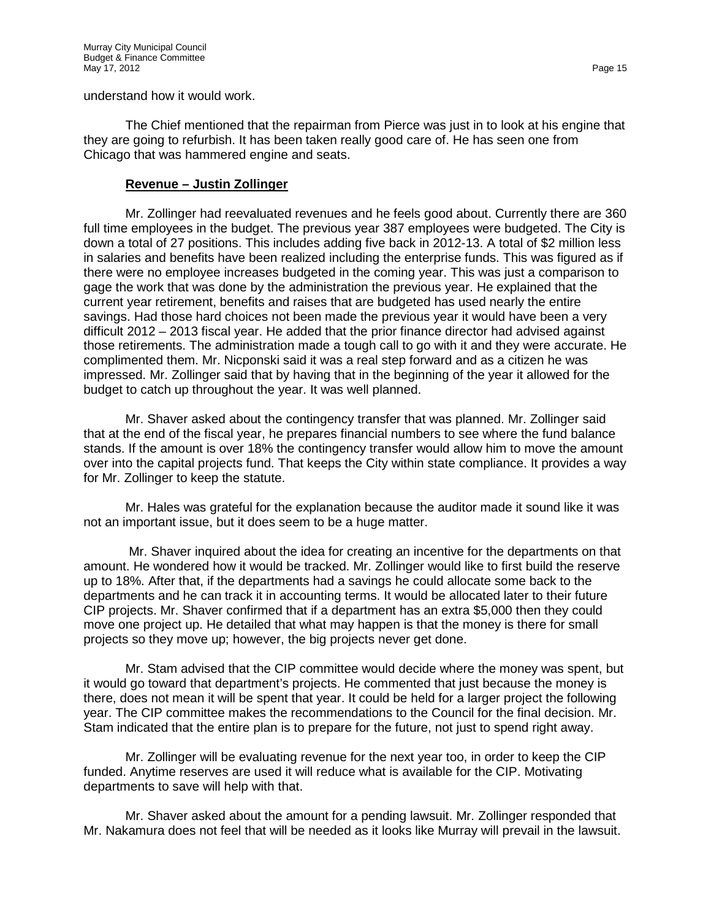understand how it would work.

The Chief mentioned that the repairman from Pierce was just in to look at his engine that they are going to refurbish. It has been taken really good care of. He has seen one from Chicago that was hammered engine and seats.

**Revenue – Justin Zollinger**

Mr. Zollinger had reevaluated revenues and he feels good about. Currently there are 360 full time employees in the budget. The previous year 387 employees were budgeted. The City is down a total of 27 positions. This includes adding five back in 2012-13. A total of $2 million less in salaries and benefits have been realized including the enterprise funds. This was figured as if there were no employee increases budgeted in the coming year. This was just a comparison to gage the work that was done by the administration the previous year. He explained that the current year retirement, benefits and raises that are budgeted has used nearly the entire savings. Had those hard choices not been made the previous year it would have been a very difficult 2012 – 2013 fiscal year. He added that the prior finance director had advised against those retirements. The administration made a tough call to go with it and they were accurate. He complimented them. Mr. Nicponski said it was a real step forward and as a citizen he was impressed. Mr. Zollinger said that by having that in the beginning of the year it allowed for the budget to catch up throughout the year. It was well planned.

Mr. Shaver asked about the contingency transfer that was planned. Mr. Zollinger said that at the end of the fiscal year, he prepares financial numbers to see where the fund balance stands. If the amount is over 18% the contingency transfer would allow him to move the amount over into the capital projects fund. That keeps the City within state compliance. It provides a way for Mr. Zollinger to keep the statute.

Mr. Hales was grateful for the explanation because the auditor made it sound like it was not an important issue, but it does seem to be a huge matter.

Mr. Shaver inquired about the idea for creating an incentive for the departments on that amount. He wondered how it would be tracked. Mr. Zollinger would like to first build the reserve up to 18%. After that, if the departments had a savings he could allocate some back to the departments and he can track it in accounting terms. It would be allocated later to their future CIP projects. Mr. Shaver confirmed that if a department has an extra $5,000 then they could move one project up. He detailed that what may happen is that the money is there for small projects so they move up; however, the big projects never get done.

Mr. Stam advised that the CIP committee would decide where the money was spent, but it would go toward that department's projects. He commented that just because the money is there, does not mean it will be spent that year. It could be held for a larger project the following year. The CIP committee makes the recommendations to the Council for the final decision. Mr. Stam indicated that the entire plan is to prepare for the future, not just to spend right away.

Mr. Zollinger will be evaluating revenue for the next year too, in order to keep the CIP funded. Anytime reserves are used it will reduce what is available for the CIP. Motivating departments to save will help with that.

Mr. Shaver asked about the amount for a pending lawsuit. Mr. Zollinger responded that Mr. Nakamura does not feel that will be needed as it looks like Murray will prevail in the lawsuit.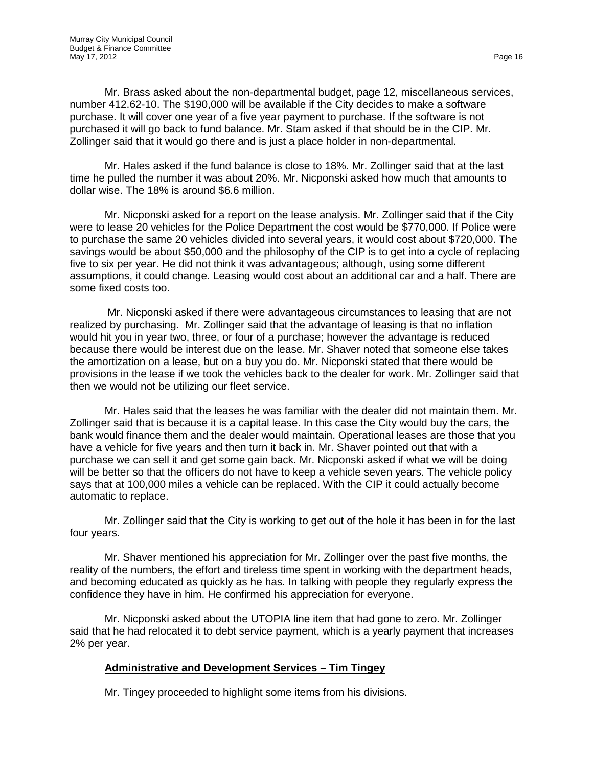Mr. Brass asked about the non-departmental budget, page 12, miscellaneous services, number 412.62-10. The $190,000 will be available if the City decides to make a software purchase. It will cover one year of a five year payment to purchase. If the software is not purchased it will go back to fund balance. Mr. Stam asked if that should be in the CIP. Mr. Zollinger said that it would go there and is just a place holder in non-departmental.

Mr. Hales asked if the fund balance is close to 18%. Mr. Zollinger said that at the last time he pulled the number it was about 20%. Mr. Nicponski asked how much that amounts to dollar wise. The 18% is around $6.6 million.

Mr. Nicponski asked for a report on the lease analysis. Mr. Zollinger said that if the City were to lease 20 vehicles for the Police Department the cost would be $770,000. If Police were to purchase the same 20 vehicles divided into several years, it would cost about $720,000. The savings would be about $50,000 and the philosophy of the CIP is to get into a cycle of replacing five to six per year. He did not think it was advantageous; although, using some different assumptions, it could change. Leasing would cost about an additional car and a half. There are some fixed costs too.

Mr. Nicponski asked if there were advantageous circumstances to leasing that are not realized by purchasing. Mr. Zollinger said that the advantage of leasing is that no inflation would hit you in year two, three, or four of a purchase; however the advantage is reduced because there would be interest due on the lease. Mr. Shaver noted that someone else takes the amortization on a lease, but on a buy you do. Mr. Nicponski stated that there would be provisions in the lease if we took the vehicles back to the dealer for work. Mr. Zollinger said that then we would not be utilizing our fleet service.

Mr. Hales said that the leases he was familiar with the dealer did not maintain them. Mr. Zollinger said that is because it is a capital lease. In this case the City would buy the cars, the bank would finance them and the dealer would maintain. Operational leases are those that you have a vehicle for five years and then turn it back in. Mr. Shaver pointed out that with a purchase we can sell it and get some gain back. Mr. Nicponski asked if what we will be doing will be better so that the officers do not have to keep a vehicle seven years. The vehicle policy says that at 100,000 miles a vehicle can be replaced. With the CIP it could actually become automatic to replace.

Mr. Zollinger said that the City is working to get out of the hole it has been in for the last four years.

Mr. Shaver mentioned his appreciation for Mr. Zollinger over the past five months, the reality of the numbers, the effort and tireless time spent in working with the department heads, and becoming educated as quickly as he has. In talking with people they regularly express the confidence they have in him. He confirmed his appreciation for everyone.

Mr. Nicponski asked about the UTOPIA line item that had gone to zero. Mr. Zollinger said that he had relocated it to debt service payment, which is a yearly payment that increases 2% per year.

**Administrative and Development Services – Tim Tingey**

Mr. Tingey proceeded to highlight some items from his divisions.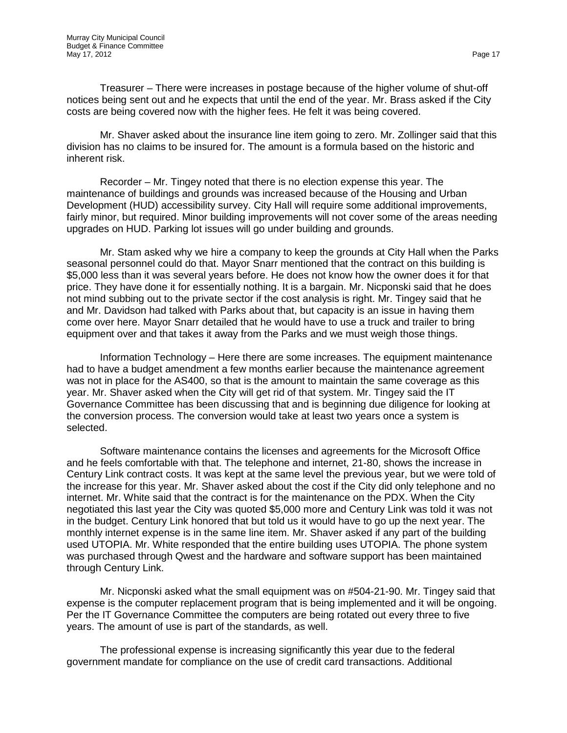Treasurer – There were increases in postage because of the higher volume of shut-off notices being sent out and he expects that until the end of the year. Mr. Brass asked if the City costs are being covered now with the higher fees. He felt it was being covered.

Mr. Shaver asked about the insurance line item going to zero. Mr. Zollinger said that this division has no claims to be insured for. The amount is a formula based on the historic and inherent risk.

Recorder – Mr. Tingey noted that there is no election expense this year. The maintenance of buildings and grounds was increased because of the Housing and Urban Development (HUD) accessibility survey. City Hall will require some additional improvements, fairly minor, but required. Minor building improvements will not cover some of the areas needing upgrades on HUD. Parking lot issues will go under building and grounds.

Mr. Stam asked why we hire a company to keep the grounds at City Hall when the Parks seasonal personnel could do that. Mayor Snarr mentioned that the contract on this building is $5,000 less than it was several years before. He does not know how the owner does it for that price. They have done it for essentially nothing. It is a bargain. Mr. Nicponski said that he does not mind subbing out to the private sector if the cost analysis is right. Mr. Tingey said that he and Mr. Davidson had talked with Parks about that, but capacity is an issue in having them come over here. Mayor Snarr detailed that he would have to use a truck and trailer to bring equipment over and that takes it away from the Parks and we must weigh those things.

Information Technology – Here there are some increases. The equipment maintenance had to have a budget amendment a few months earlier because the maintenance agreement was not in place for the AS400, so that is the amount to maintain the same coverage as this year. Mr. Shaver asked when the City will get rid of that system. Mr. Tingey said the IT Governance Committee has been discussing that and is beginning due diligence for looking at the conversion process. The conversion would take at least two years once a system is selected.

Software maintenance contains the licenses and agreements for the Microsoft Office and he feels comfortable with that. The telephone and internet, 21-80, shows the increase in Century Link contract costs. It was kept at the same level the previous year, but we were told of the increase for this year. Mr. Shaver asked about the cost if the City did only telephone and no internet. Mr. White said that the contract is for the maintenance on the PDX. When the City negotiated this last year the City was quoted $5,000 more and Century Link was told it was not in the budget. Century Link honored that but told us it would have to go up the next year. The monthly internet expense is in the same line item. Mr. Shaver asked if any part of the building used UTOPIA. Mr. White responded that the entire building uses UTOPIA. The phone system was purchased through Qwest and the hardware and software support has been maintained through Century Link.

Mr. Nicponski asked what the small equipment was on #504-21-90. Mr. Tingey said that expense is the computer replacement program that is being implemented and it will be ongoing. Per the IT Governance Committee the computers are being rotated out every three to five years. The amount of use is part of the standards, as well.

The professional expense is increasing significantly this year due to the federal government mandate for compliance on the use of credit card transactions. Additional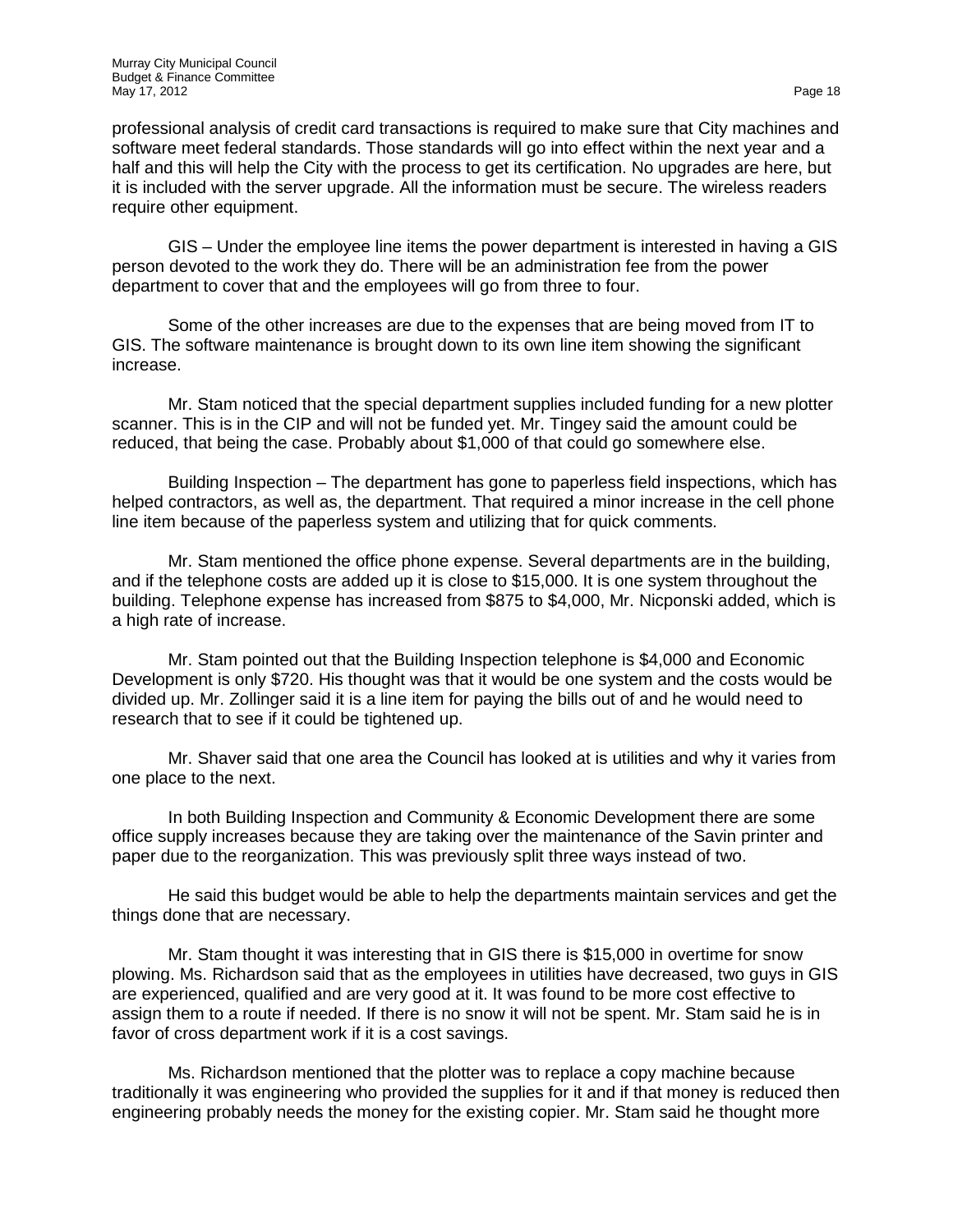professional analysis of credit card transactions is required to make sure that City machines and software meet federal standards. Those standards will go into effect within the next year and a half and this will help the City with the process to get its certification. No upgrades are here, but it is included with the server upgrade. All the information must be secure. The wireless readers require other equipment.

GIS – Under the employee line items the power department is interested in having a GIS person devoted to the work they do. There will be an administration fee from the power department to cover that and the employees will go from three to four.

Some of the other increases are due to the expenses that are being moved from IT to GIS. The software maintenance is brought down to its own line item showing the significant increase.

Mr. Stam noticed that the special department supplies included funding for a new plotter scanner. This is in the CIP and will not be funded yet. Mr. Tingey said the amount could be reduced, that being the case. Probably about $1,000 of that could go somewhere else.

Building Inspection – The department has gone to paperless field inspections, which has helped contractors, as well as, the department. That required a minor increase in the cell phone line item because of the paperless system and utilizing that for quick comments.

Mr. Stam mentioned the office phone expense. Several departments are in the building, and if the telephone costs are added up it is close to $15,000. It is one system throughout the building. Telephone expense has increased from $875 to $4,000, Mr. Nicponski added, which is a high rate of increase.

Mr. Stam pointed out that the Building Inspection telephone is $4,000 and Economic Development is only $720. His thought was that it would be one system and the costs would be divided up. Mr. Zollinger said it is a line item for paying the bills out of and he would need to research that to see if it could be tightened up.

Mr. Shaver said that one area the Council has looked at is utilities and why it varies from one place to the next.

In both Building Inspection and Community & Economic Development there are some office supply increases because they are taking over the maintenance of the Savin printer and paper due to the reorganization. This was previously split three ways instead of two.

He said this budget would be able to help the departments maintain services and get the things done that are necessary.

Mr. Stam thought it was interesting that in GIS there is $15,000 in overtime for snow plowing. Ms. Richardson said that as the employees in utilities have decreased, two guys in GIS are experienced, qualified and are very good at it. It was found to be more cost effective to assign them to a route if needed. If there is no snow it will not be spent. Mr. Stam said he is in favor of cross department work if it is a cost savings.

Ms. Richardson mentioned that the plotter was to replace a copy machine because traditionally it was engineering who provided the supplies for it and if that money is reduced then engineering probably needs the money for the existing copier. Mr. Stam said he thought more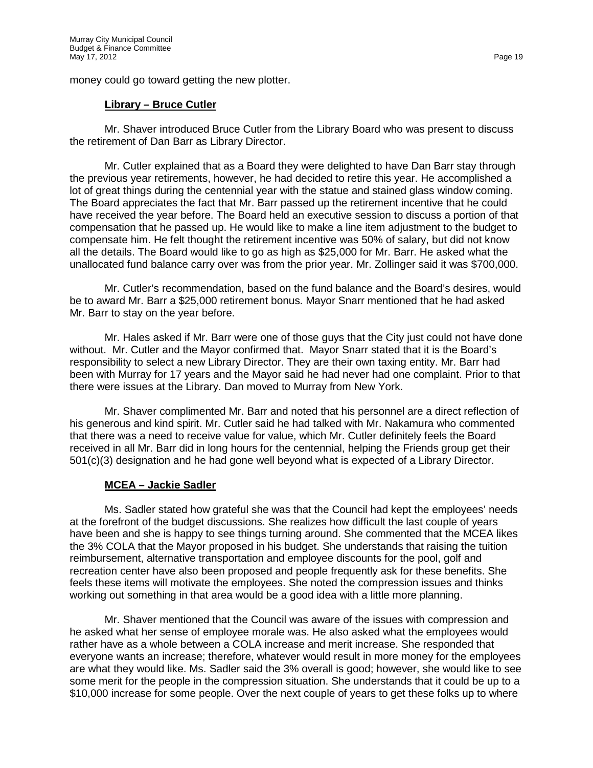money could go toward getting the new plotter.

**Library – Bruce Cutler**

Mr. Shaver introduced Bruce Cutler from the Library Board who was present to discuss the retirement of Dan Barr as Library Director.

Mr. Cutler explained that as a Board they were delighted to have Dan Barr stay through the previous year retirements, however, he had decided to retire this year. He accomplished a lot of great things during the centennial year with the statue and stained glass window coming. The Board appreciates the fact that Mr. Barr passed up the retirement incentive that he could have received the year before. The Board held an executive session to discuss a portion of that compensation that he passed up. He would like to make a line item adjustment to the budget to compensate him. He felt thought the retirement incentive was 50% of salary, but did not know all the details. The Board would like to go as high as $25,000 for Mr. Barr. He asked what the unallocated fund balance carry over was from the prior year. Mr. Zollinger said it was $700,000.

Mr. Cutler's recommendation, based on the fund balance and the Board's desires, would be to award Mr. Barr a $25,000 retirement bonus. Mayor Snarr mentioned that he had asked Mr. Barr to stay on the year before.

Mr. Hales asked if Mr. Barr were one of those guys that the City just could not have done without. Mr. Cutler and the Mayor confirmed that. Mayor Snarr stated that it is the Board's responsibility to select a new Library Director. They are their own taxing entity. Mr. Barr had been with Murray for 17 years and the Mayor said he had never had one complaint. Prior to that there were issues at the Library. Dan moved to Murray from New York.

Mr. Shaver complimented Mr. Barr and noted that his personnel are a direct reflection of his generous and kind spirit. Mr. Cutler said he had talked with Mr. Nakamura who commented that there was a need to receive value for value, which Mr. Cutler definitely feels the Board received in all Mr. Barr did in long hours for the centennial, helping the Friends group get their 501(c)(3) designation and he had gone well beyond what is expected of a Library Director.

**MCEA – Jackie Sadler**

Ms. Sadler stated how grateful she was that the Council had kept the employees' needs at the forefront of the budget discussions. She realizes how difficult the last couple of years have been and she is happy to see things turning around. She commented that the MCEA likes the 3% COLA that the Mayor proposed in his budget. She understands that raising the tuition reimbursement, alternative transportation and employee discounts for the pool, golf and recreation center have also been proposed and people frequently ask for these benefits. She feels these items will motivate the employees. She noted the compression issues and thinks working out something in that area would be a good idea with a little more planning.

Mr. Shaver mentioned that the Council was aware of the issues with compression and he asked what her sense of employee morale was. He also asked what the employees would rather have as a whole between a COLA increase and merit increase. She responded that everyone wants an increase; therefore, whatever would result in more money for the employees are what they would like. Ms. Sadler said the 3% overall is good; however, she would like to see some merit for the people in the compression situation. She understands that it could be up to a $10,000 increase for some people. Over the next couple of years to get these folks up to where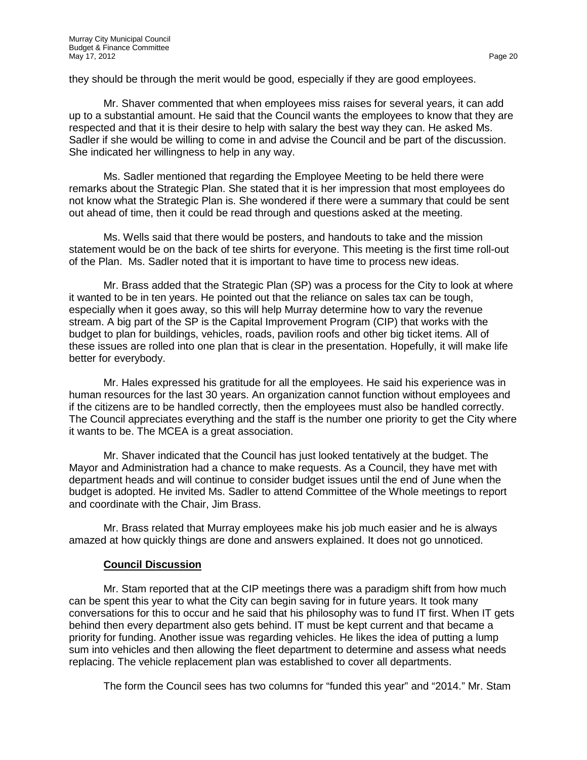they should be through the merit would be good, especially if they are good employees.

Mr. Shaver commented that when employees miss raises for several years, it can add up to a substantial amount. He said that the Council wants the employees to know that they are respected and that it is their desire to help with salary the best way they can. He asked Ms. Sadler if she would be willing to come in and advise the Council and be part of the discussion. She indicated her willingness to help in any way.

Ms. Sadler mentioned that regarding the Employee Meeting to be held there were remarks about the Strategic Plan. She stated that it is her impression that most employees do not know what the Strategic Plan is. She wondered if there were a summary that could be sent out ahead of time, then it could be read through and questions asked at the meeting.

Ms. Wells said that there would be posters, and handouts to take and the mission statement would be on the back of tee shirts for everyone. This meeting is the first time roll-out of the Plan. Ms. Sadler noted that it is important to have time to process new ideas.

Mr. Brass added that the Strategic Plan (SP) was a process for the City to look at where it wanted to be in ten years. He pointed out that the reliance on sales tax can be tough, especially when it goes away, so this will help Murray determine how to vary the revenue stream. A big part of the SP is the Capital Improvement Program (CIP) that works with the budget to plan for buildings, vehicles, roads, pavilion roofs and other big ticket items. All of these issues are rolled into one plan that is clear in the presentation. Hopefully, it will make life better for everybody.

Mr. Hales expressed his gratitude for all the employees. He said his experience was in human resources for the last 30 years. An organization cannot function without employees and if the citizens are to be handled correctly, then the employees must also be handled correctly. The Council appreciates everything and the staff is the number one priority to get the City where it wants to be. The MCEA is a great association.

Mr. Shaver indicated that the Council has just looked tentatively at the budget. The Mayor and Administration had a chance to make requests. As a Council, they have met with department heads and will continue to consider budget issues until the end of June when the budget is adopted. He invited Ms. Sadler to attend Committee of the Whole meetings to report and coordinate with the Chair, Jim Brass.

Mr. Brass related that Murray employees make his job much easier and he is always amazed at how quickly things are done and answers explained. It does not go unnoticed.

**Council Discussion**

Mr. Stam reported that at the CIP meetings there was a paradigm shift from how much can be spent this year to what the City can begin saving for in future years. It took many conversations for this to occur and he said that his philosophy was to fund IT first. When IT gets behind then every department also gets behind. IT must be kept current and that became a priority for funding. Another issue was regarding vehicles. He likes the idea of putting a lump sum into vehicles and then allowing the fleet department to determine and assess what needs replacing. The vehicle replacement plan was established to cover all departments.

The form the Council sees has two columns for "funded this year" and "2014." Mr. Stam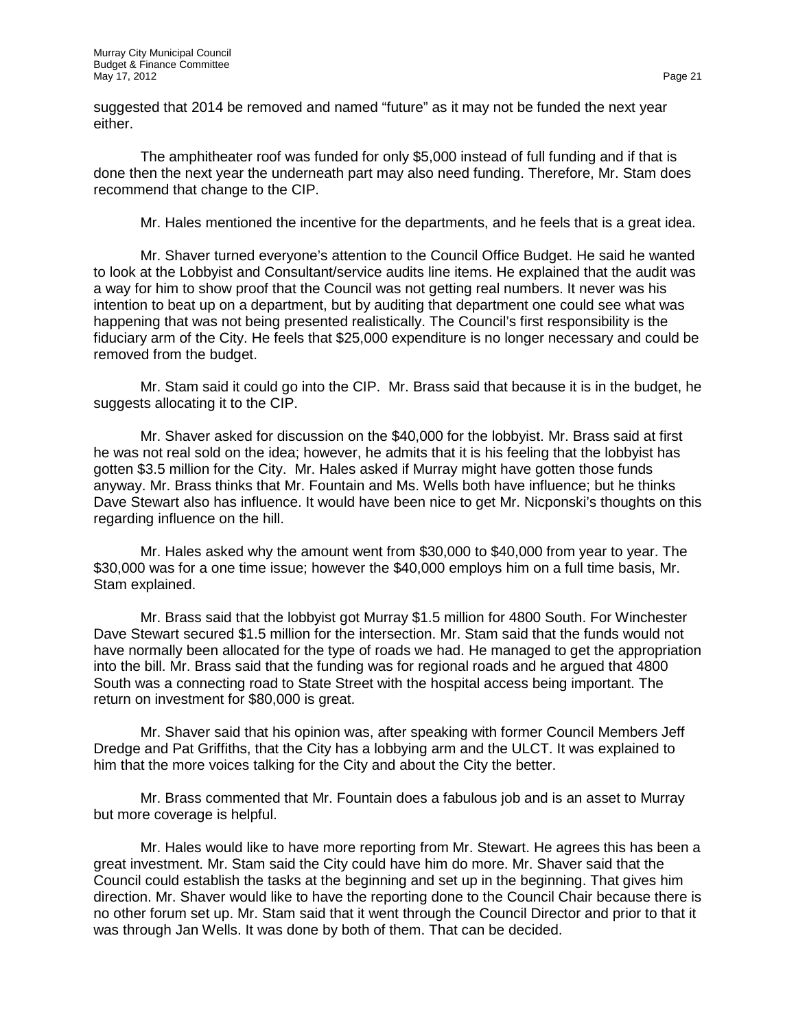suggested that 2014 be removed and named "future" as it may not be funded the next year either.

The amphitheater roof was funded for only $5,000 instead of full funding and if that is done then the next year the underneath part may also need funding. Therefore, Mr. Stam does recommend that change to the CIP.

Mr. Hales mentioned the incentive for the departments, and he feels that is a great idea.

Mr. Shaver turned everyone's attention to the Council Office Budget. He said he wanted to look at the Lobbyist and Consultant/service audits line items. He explained that the audit was a way for him to show proof that the Council was not getting real numbers. It never was his intention to beat up on a department, but by auditing that department one could see what was happening that was not being presented realistically. The Council's first responsibility is the fiduciary arm of the City. He feels that $25,000 expenditure is no longer necessary and could be removed from the budget.

Mr. Stam said it could go into the CIP. Mr. Brass said that because it is in the budget, he suggests allocating it to the CIP.

Mr. Shaver asked for discussion on the $40,000 for the lobbyist. Mr. Brass said at first he was not real sold on the idea; however, he admits that it is his feeling that the lobbyist has gotten $3.5 million for the City. Mr. Hales asked if Murray might have gotten those funds anyway. Mr. Brass thinks that Mr. Fountain and Ms. Wells both have influence; but he thinks Dave Stewart also has influence. It would have been nice to get Mr. Nicponski's thoughts on this regarding influence on the hill.

Mr. Hales asked why the amount went from $30,000 to $40,000 from year to year. The $30,000 was for a one time issue; however the $40,000 employs him on a full time basis, Mr. Stam explained.

Mr. Brass said that the lobbyist got Murray $1.5 million for 4800 South. For Winchester Dave Stewart secured $1.5 million for the intersection. Mr. Stam said that the funds would not have normally been allocated for the type of roads we had. He managed to get the appropriation into the bill. Mr. Brass said that the funding was for regional roads and he argued that 4800 South was a connecting road to State Street with the hospital access being important. The return on investment for $80,000 is great.

Mr. Shaver said that his opinion was, after speaking with former Council Members Jeff Dredge and Pat Griffiths, that the City has a lobbying arm and the ULCT. It was explained to him that the more voices talking for the City and about the City the better.

Mr. Brass commented that Mr. Fountain does a fabulous job and is an asset to Murray but more coverage is helpful.

Mr. Hales would like to have more reporting from Mr. Stewart. He agrees this has been a great investment. Mr. Stam said the City could have him do more. Mr. Shaver said that the Council could establish the tasks at the beginning and set up in the beginning. That gives him direction. Mr. Shaver would like to have the reporting done to the Council Chair because there is no other forum set up. Mr. Stam said that it went through the Council Director and prior to that it was through Jan Wells. It was done by both of them. That can be decided.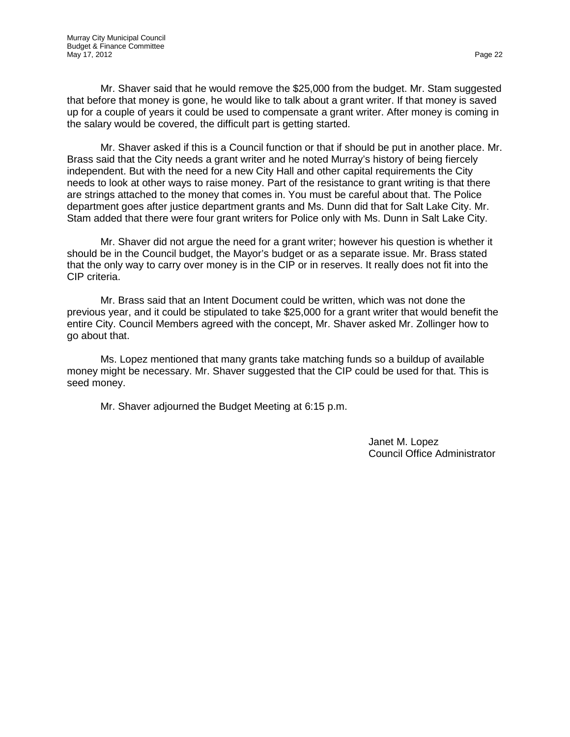Mr. Shaver said that he would remove the $25,000 from the budget. Mr. Stam suggested that before that money is gone, he would like to talk about a grant writer. If that money is saved up for a couple of years it could be used to compensate a grant writer. After money is coming in the salary would be covered, the difficult part is getting started.

Mr. Shaver asked if this is a Council function or that if should be put in another place. Mr. Brass said that the City needs a grant writer and he noted Murray's history of being fiercely independent. But with the need for a new City Hall and other capital requirements the City needs to look at other ways to raise money. Part of the resistance to grant writing is that there are strings attached to the money that comes in. You must be careful about that. The Police department goes after justice department grants and Ms. Dunn did that for Salt Lake City. Mr. Stam added that there were four grant writers for Police only with Ms. Dunn in Salt Lake City.

Mr. Shaver did not argue the need for a grant writer; however his question is whether it should be in the Council budget, the Mayor's budget or as a separate issue. Mr. Brass stated that the only way to carry over money is in the CIP or in reserves. It really does not fit into the CIP criteria.

Mr. Brass said that an Intent Document could be written, which was not done the previous year, and it could be stipulated to take $25,000 for a grant writer that would benefit the entire City. Council Members agreed with the concept, Mr. Shaver asked Mr. Zollinger how to go about that.

Ms. Lopez mentioned that many grants take matching funds so a buildup of available money might be necessary. Mr. Shaver suggested that the CIP could be used for that. This is seed money.

Mr. Shaver adjourned the Budget Meeting at 6:15 p.m.

Janet M. Lopez
Council Office Administrator